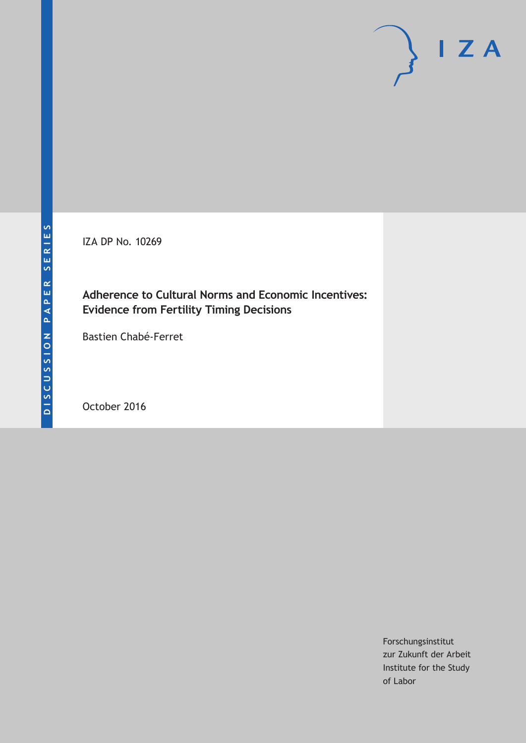DISCUSSION PAPER SERIES

IZA DP No. 10269

# Adherence to Cultural Norms and Economic Incentives: Evidence from Fertility Timing Decisions

Bastien Chabé-Ferret

October 2016

IZA

Forschungsinstitut
zur Zukunft der Arbeit
Institute for the Study
of Labor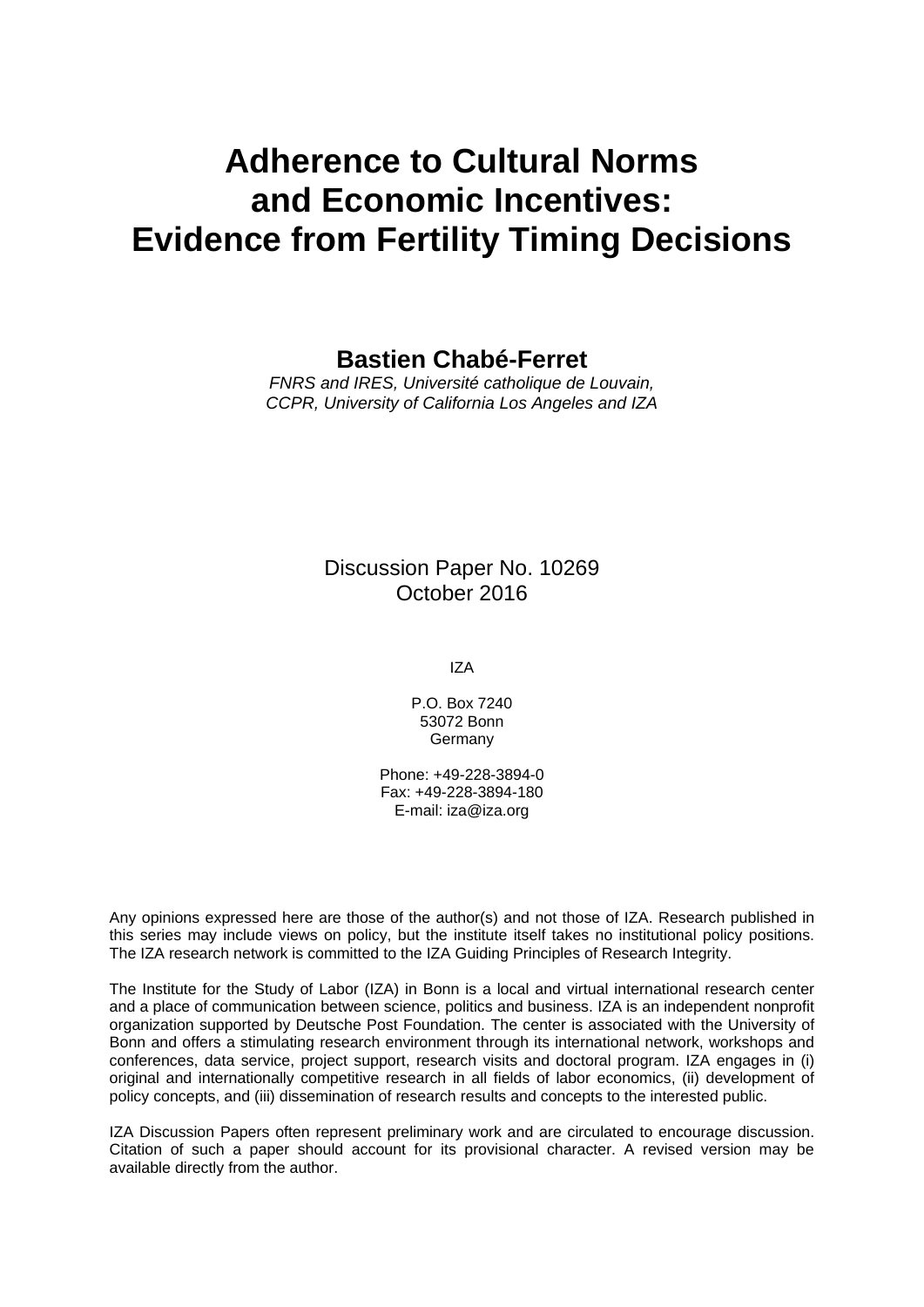# Adherence to Cultural Norms and Economic Incentives: Evidence from Fertility Timing Decisions

**Bastien Chabé-Ferret**

*FNRS and IRES, Université catholique de Louvain,*
*CCPR, University of California Los Angeles and IZA*

Discussion Paper No. 10269
October 2016

IZA

P.O. Box 7240
53072 Bonn
Germany

Phone: +49-228-3894-0
Fax: +49-228-3894-180
E-mail: iza@iza.org

Any opinions expressed here are those of the author(s) and not those of IZA. Research published in this series may include views on policy, but the institute itself takes no institutional policy positions. The IZA research network is committed to the IZA Guiding Principles of Research Integrity.

The Institute for the Study of Labor (IZA) in Bonn is a local and virtual international research center and a place of communication between science, politics and business. IZA is an independent nonprofit organization supported by Deutsche Post Foundation. The center is associated with the University of Bonn and offers a stimulating research environment through its international network, workshops and conferences, data service, project support, research visits and doctoral program. IZA engages in (i) original and internationally competitive research in all fields of labor economics, (ii) development of policy concepts, and (iii) dissemination of research results and concepts to the interested public.

IZA Discussion Papers often represent preliminary work and are circulated to encourage discussion. Citation of such a paper should account for its provisional character. A revised version may be available directly from the author.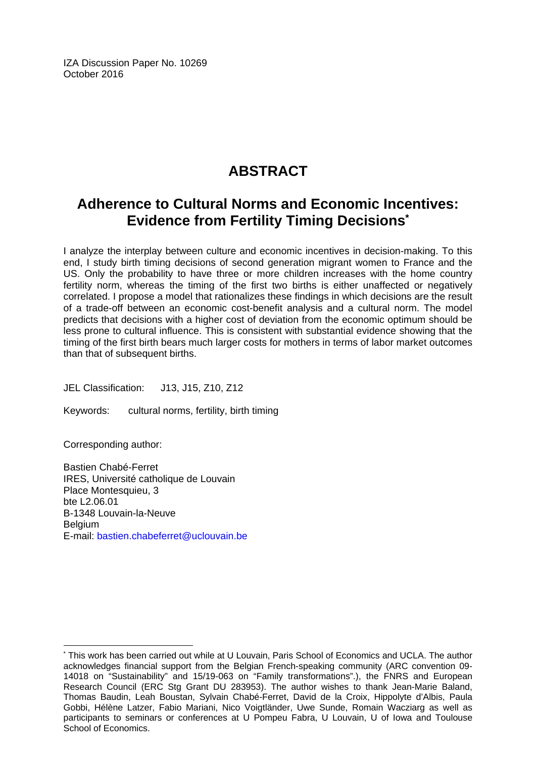IZA Discussion Paper No. 10269
October 2016

# ABSTRACT

## Adherence to Cultural Norms and Economic Incentives: Evidence from Fertility Timing Decisions*

I analyze the interplay between culture and economic incentives in decision-making. To this end, I study birth timing decisions of second generation migrant women to France and the US. Only the probability to have three or more children increases with the home country fertility norm, whereas the timing of the first two births is either unaffected or negatively correlated. I propose a model that rationalizes these findings in which decisions are the result of a trade-off between an economic cost-benefit analysis and a cultural norm. The model predicts that decisions with a higher cost of deviation from the economic optimum should be less prone to cultural influence. This is consistent with substantial evidence showing that the timing of the first birth bears much larger costs for mothers in terms of labor market outcomes than that of subsequent births.

JEL Classification: J13, J15, Z10, Z12

Keywords: cultural norms, fertility, birth timing

Corresponding author:

Bastien Chabé-Ferret
IRES, Université catholique de Louvain
Place Montesquieu, 3
bte L2.06.01
B-1348 Louvain-la-Neuve
Belgium
E-mail: bastien.chabeferret@uclouvain.be

* This work has been carried out while at U Louvain, Paris School of Economics and UCLA. The author acknowledges financial support from the Belgian French-speaking community (ARC convention 09-14018 on "Sustainability" and 15/19-063 on "Family transformations".), the FNRS and European Research Council (ERC Stg Grant DU 283953). The author wishes to thank Jean-Marie Baland, Thomas Baudin, Leah Boustan, Sylvain Chabé-Ferret, David de la Croix, Hippolyte d'Albis, Paula Gobbi, Hélène Latzer, Fabio Mariani, Nico Voigtländer, Uwe Sunde, Romain Wacziarg as well as participants to seminars or conferences at U Pompeu Fabra, U Louvain, U of Iowa and Toulouse School of Economics.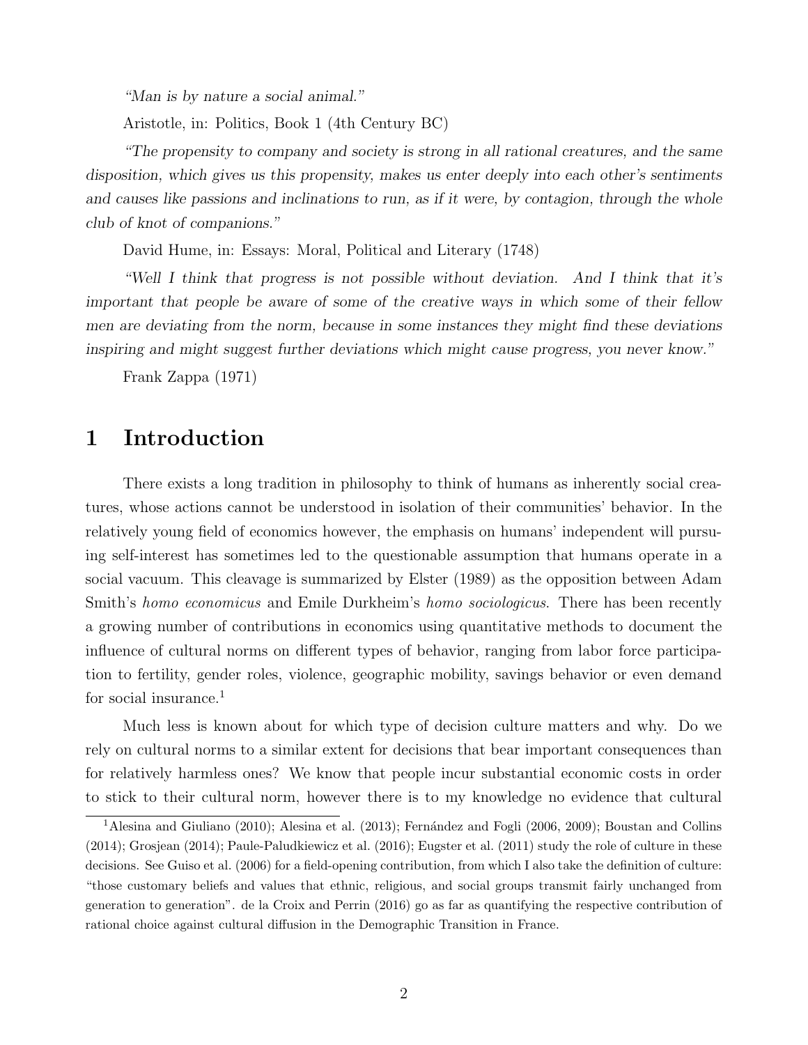*"Man is by nature a social animal."*

Aristotle, in: Politics, Book 1 (4th Century BC)

*"The propensity to company and society is strong in all rational creatures, and the same disposition, which gives us this propensity, makes us enter deeply into each other's sentiments and causes like passions and inclinations to run, as if it were, by contagion, through the whole club of knot of companions."*

David Hume, in: Essays: Moral, Political and Literary (1748)

*"Well I think that progress is not possible without deviation. And I think that it's important that people be aware of some of the creative ways in which some of their fellow men are deviating from the norm, because in some instances they might find these deviations inspiring and might suggest further deviations which might cause progress, you never know."*

Frank Zappa (1971)

# 1 Introduction

There exists a long tradition in philosophy to think of humans as inherently social creatures, whose actions cannot be understood in isolation of their communities' behavior. In the relatively young field of economics however, the emphasis on humans' independent will pursuing self-interest has sometimes led to the questionable assumption that humans operate in a social vacuum. This cleavage is summarized by Elster (1989) as the opposition between Adam Smith's *homo economicus* and Emile Durkheim's *homo sociologicus*. There has been recently a growing number of contributions in economics using quantitative methods to document the influence of cultural norms on different types of behavior, ranging from labor force participation to fertility, gender roles, violence, geographic mobility, savings behavior or even demand for social insurance.[1]

Much less is known about for which type of decision culture matters and why. Do we rely on cultural norms to a similar extent for decisions that bear important consequences than for relatively harmless ones? We know that people incur substantial economic costs in order to stick to their cultural norm, however there is to my knowledge no evidence that cultural

[1] Alesina and Giuliano (2010); Alesina et al. (2013); Fernández and Fogli (2006, 2009); Boustan and Collins (2014); Grosjean (2014); Paule-Paludkiewicz et al. (2016); Eugster et al. (2011) study the role of culture in these decisions. See Guiso et al. (2006) for a field-opening contribution, from which I also take the definition of culture: "those customary beliefs and values that ethnic, religious, and social groups transmit fairly unchanged from generation to generation". de la Croix and Perrin (2016) go as far as quantifying the respective contribution of rational choice against cultural diffusion in the Demographic Transition in France.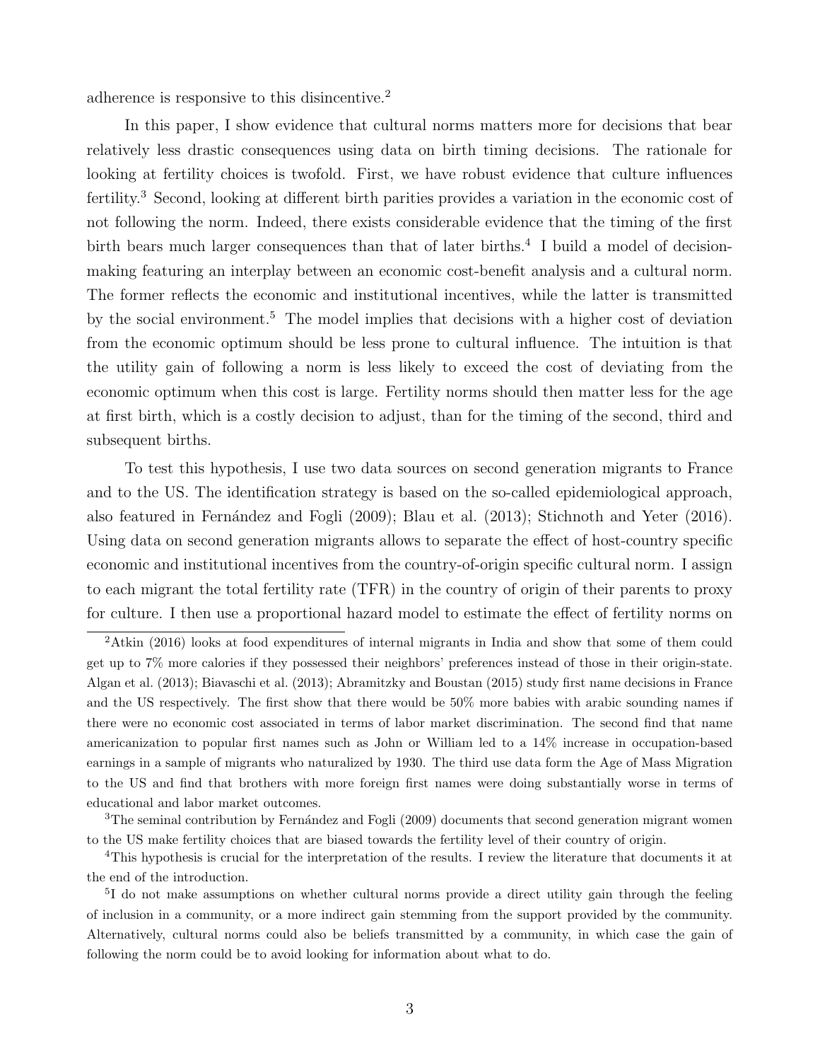adherence is responsive to this disincentive.[2]

In this paper, I show evidence that cultural norms matters more for decisions that bear relatively less drastic consequences using data on birth timing decisions. The rationale for looking at fertility choices is twofold. First, we have robust evidence that culture influences fertility.[3] Second, looking at different birth parities provides a variation in the economic cost of not following the norm. Indeed, there exists considerable evidence that the timing of the first birth bears much larger consequences than that of later births.[4] I build a model of decision-making featuring an interplay between an economic cost-benefit analysis and a cultural norm. The former reflects the economic and institutional incentives, while the latter is transmitted by the social environment.[5] The model implies that decisions with a higher cost of deviation from the economic optimum should be less prone to cultural influence. The intuition is that the utility gain of following a norm is less likely to exceed the cost of deviating from the economic optimum when this cost is large. Fertility norms should then matter less for the age at first birth, which is a costly decision to adjust, than for the timing of the second, third and subsequent births.

To test this hypothesis, I use two data sources on second generation migrants to France and to the US. The identification strategy is based on the so-called epidemiological approach, also featured in Fernández and Fogli (2009); Blau et al. (2013); Stichnoth and Yeter (2016). Using data on second generation migrants allows to separate the effect of host-country specific economic and institutional incentives from the country-of-origin specific cultural norm. I assign to each migrant the total fertility rate (TFR) in the country of origin of their parents to proxy for culture. I then use a proportional hazard model to estimate the effect of fertility norms on

[2] Atkin (2016) looks at food expenditures of internal migrants in India and show that some of them could get up to 7% more calories if they possessed their neighbors' preferences instead of those in their origin-state. Algan et al. (2013); Biavaschi et al. (2013); Abramitzky and Boustan (2015) study first name decisions in France and the US respectively. The first show that there would be 50% more babies with arabic sounding names if there were no economic cost associated in terms of labor market discrimination. The second find that name americanization to popular first names such as John or William led to a 14% increase in occupation-based earnings in a sample of migrants who naturalized by 1930. The third use data form the Age of Mass Migration to the US and find that brothers with more foreign first names were doing substantially worse in terms of educational and labor market outcomes.

[3] The seminal contribution by Fernández and Fogli (2009) documents that second generation migrant women to the US make fertility choices that are biased towards the fertility level of their country of origin.

[4] This hypothesis is crucial for the interpretation of the results. I review the literature that documents it at the end of the introduction.

[5] I do not make assumptions on whether cultural norms provide a direct utility gain through the feeling of inclusion in a community, or a more indirect gain stemming from the support provided by the community. Alternatively, cultural norms could also be beliefs transmitted by a community, in which case the gain of following the norm could be to avoid looking for information about what to do.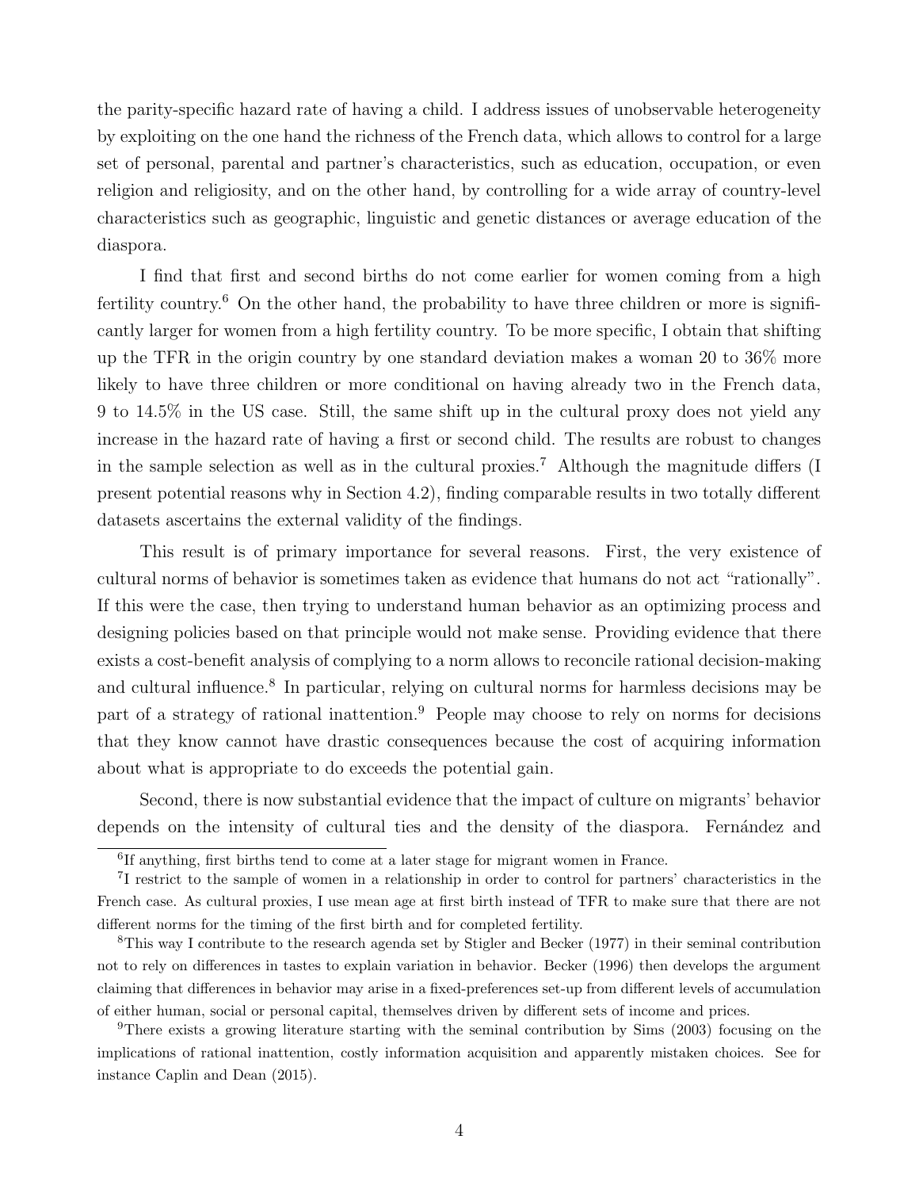the parity-specific hazard rate of having a child. I address issues of unobservable heterogeneity by exploiting on the one hand the richness of the French data, which allows to control for a large set of personal, parental and partner's characteristics, such as education, occupation, or even religion and religiosity, and on the other hand, by controlling for a wide array of country-level characteristics such as geographic, linguistic and genetic distances or average education of the diaspora.

I find that first and second births do not come earlier for women coming from a high fertility country.[6] On the other hand, the probability to have three children or more is significantly larger for women from a high fertility country. To be more specific, I obtain that shifting up the TFR in the origin country by one standard deviation makes a woman 20 to 36% more likely to have three children or more conditional on having already two in the French data, 9 to 14.5% in the US case. Still, the same shift up in the cultural proxy does not yield any increase in the hazard rate of having a first or second child. The results are robust to changes in the sample selection as well as in the cultural proxies.[7] Although the magnitude differs (I present potential reasons why in Section 4.2), finding comparable results in two totally different datasets ascertains the external validity of the findings.

This result is of primary importance for several reasons. First, the very existence of cultural norms of behavior is sometimes taken as evidence that humans do not act "rationally". If this were the case, then trying to understand human behavior as an optimizing process and designing policies based on that principle would not make sense. Providing evidence that there exists a cost-benefit analysis of complying to a norm allows to reconcile rational decision-making and cultural influence.[8] In particular, relying on cultural norms for harmless decisions may be part of a strategy of rational inattention.[9] People may choose to rely on norms for decisions that they know cannot have drastic consequences because the cost of acquiring information about what is appropriate to do exceeds the potential gain.

Second, there is now substantial evidence that the impact of culture on migrants' behavior depends on the intensity of cultural ties and the density of the diaspora. Fernández and

[6] If anything, first births tend to come at a later stage for migrant women in France.

[7] I restrict to the sample of women in a relationship in order to control for partners' characteristics in the French case. As cultural proxies, I use mean age at first birth instead of TFR to make sure that there are not different norms for the timing of the first birth and for completed fertility.

[8] This way I contribute to the research agenda set by Stigler and Becker (1977) in their seminal contribution not to rely on differences in tastes to explain variation in behavior. Becker (1996) then develops the argument claiming that differences in behavior may arise in a fixed-preferences set-up from different levels of accumulation of either human, social or personal capital, themselves driven by different sets of income and prices.

[9] There exists a growing literature starting with the seminal contribution by Sims (2003) focusing on the implications of rational inattention, costly information acquisition and apparently mistaken choices. See for instance Caplin and Dean (2015).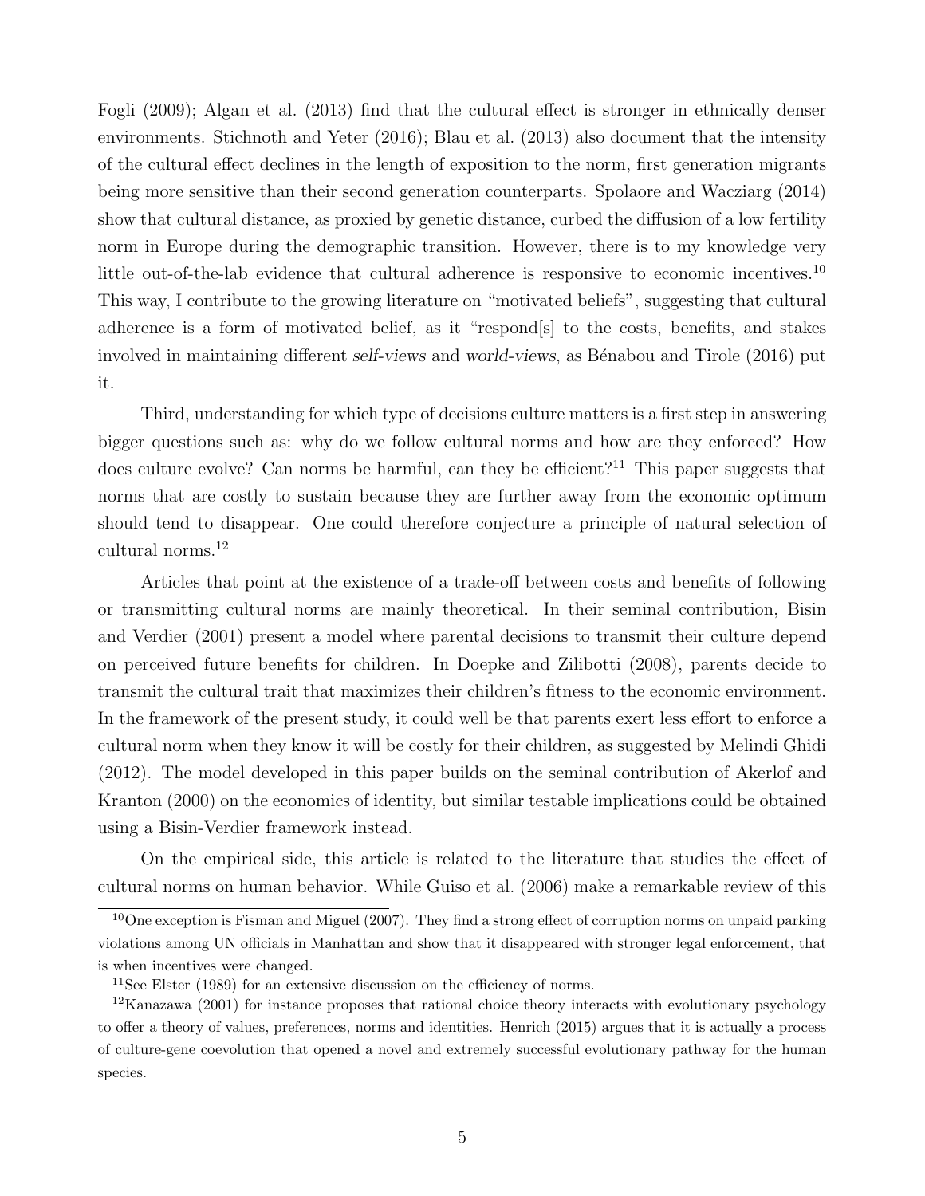Fogli (2009); Algan et al. (2013) find that the cultural effect is stronger in ethnically denser environments. Stichnoth and Yeter (2016); Blau et al. (2013) also document that the intensity of the cultural effect declines in the length of exposition to the norm, first generation migrants being more sensitive than their second generation counterparts. Spolaore and Wacziarg (2014) show that cultural distance, as proxied by genetic distance, curbed the diffusion of a low fertility norm in Europe during the demographic transition. However, there is to my knowledge very little out-of-the-lab evidence that cultural adherence is responsive to economic incentives.[10] This way, I contribute to the growing literature on "motivated beliefs", suggesting that cultural adherence is a form of motivated belief, as it "respond[s] to the costs, benefits, and stakes involved in maintaining different *self-views* and *world-views*, as Bénabou and Tirole (2016) put it.

Third, understanding for which type of decisions culture matters is a first step in answering bigger questions such as: why do we follow cultural norms and how are they enforced? How does culture evolve? Can norms be harmful, can they be efficient?[11] This paper suggests that norms that are costly to sustain because they are further away from the economic optimum should tend to disappear. One could therefore conjecture a principle of natural selection of cultural norms.[12]

Articles that point at the existence of a trade-off between costs and benefits of following or transmitting cultural norms are mainly theoretical. In their seminal contribution, Bisin and Verdier (2001) present a model where parental decisions to transmit their culture depend on perceived future benefits for children. In Doepke and Zilibotti (2008), parents decide to transmit the cultural trait that maximizes their children's fitness to the economic environment. In the framework of the present study, it could well be that parents exert less effort to enforce a cultural norm when they know it will be costly for their children, as suggested by Melindi Ghidi (2012). The model developed in this paper builds on the seminal contribution of Akerlof and Kranton (2000) on the economics of identity, but similar testable implications could be obtained using a Bisin-Verdier framework instead.

On the empirical side, this article is related to the literature that studies the effect of cultural norms on human behavior. While Guiso et al. (2006) make a remarkable review of this

[10] One exception is Fisman and Miguel (2007). They find a strong effect of corruption norms on unpaid parking violations among UN officials in Manhattan and show that it disappeared with stronger legal enforcement, that is when incentives were changed.

[11] See Elster (1989) for an extensive discussion on the efficiency of norms.

[12] Kanazawa (2001) for instance proposes that rational choice theory interacts with evolutionary psychology to offer a theory of values, preferences, norms and identities. Henrich (2015) argues that it is actually a process of culture-gene coevolution that opened a novel and extremely successful evolutionary pathway for the human species.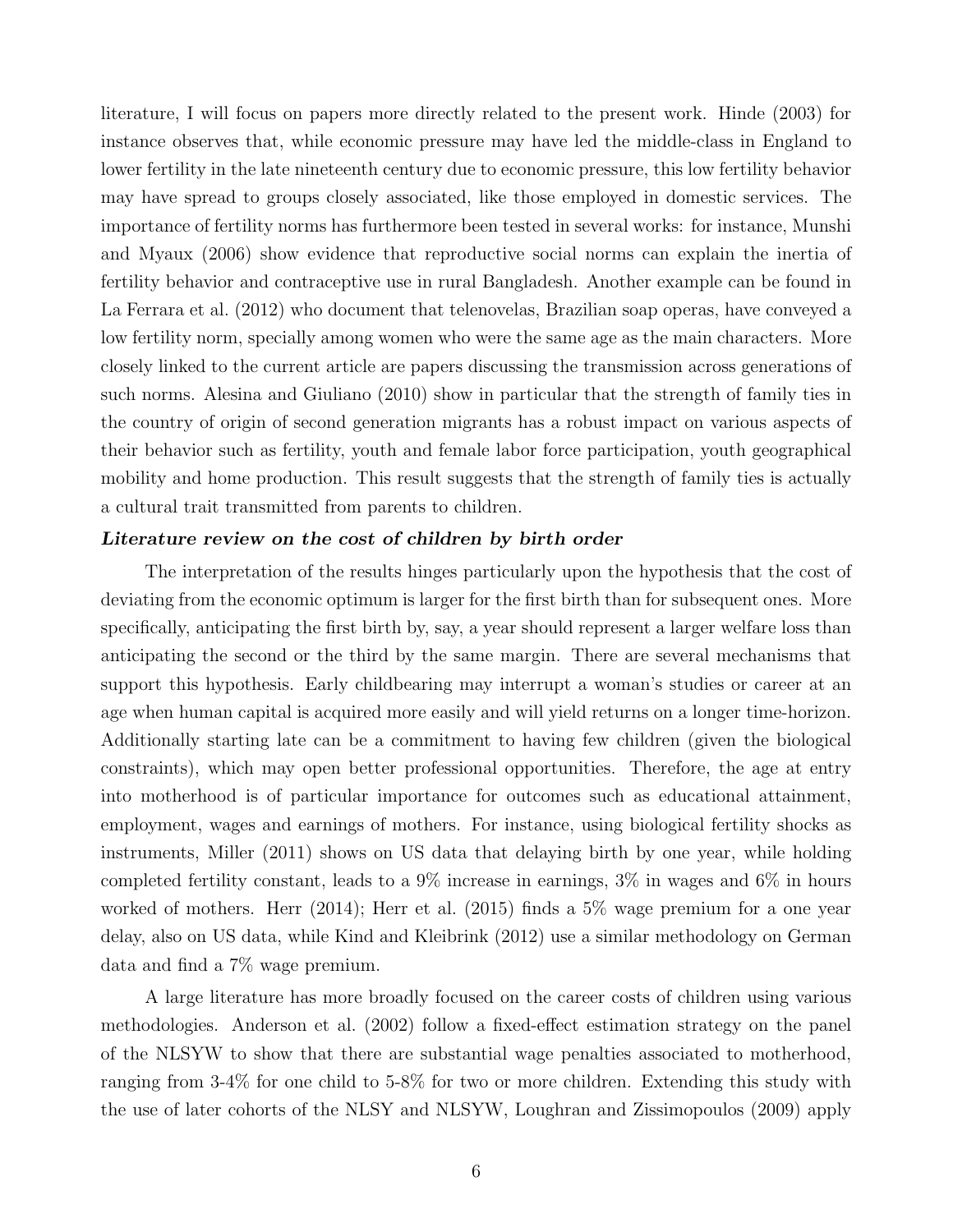literature, I will focus on papers more directly related to the present work. Hinde (2003) for instance observes that, while economic pressure may have led the middle-class in England to lower fertility in the late nineteenth century due to economic pressure, this low fertility behavior may have spread to groups closely associated, like those employed in domestic services. The importance of fertility norms has furthermore been tested in several works: for instance, Munshi and Myaux (2006) show evidence that reproductive social norms can explain the inertia of fertility behavior and contraceptive use in rural Bangladesh. Another example can be found in La Ferrara et al. (2012) who document that telenovelas, Brazilian soap operas, have conveyed a low fertility norm, specially among women who were the same age as the main characters. More closely linked to the current article are papers discussing the transmission across generations of such norms. Alesina and Giuliano (2010) show in particular that the strength of family ties in the country of origin of second generation migrants has a robust impact on various aspects of their behavior such as fertility, youth and female labor force participation, youth geographical mobility and home production. This result suggests that the strength of family ties is actually a cultural trait transmitted from parents to children.

***Literature review on the cost of children by birth order***

The interpretation of the results hinges particularly upon the hypothesis that the cost of deviating from the economic optimum is larger for the first birth than for subsequent ones. More specifically, anticipating the first birth by, say, a year should represent a larger welfare loss than anticipating the second or the third by the same margin. There are several mechanisms that support this hypothesis. Early childbearing may interrupt a woman's studies or career at an age when human capital is acquired more easily and will yield returns on a longer time-horizon. Additionally starting late can be a commitment to having few children (given the biological constraints), which may open better professional opportunities. Therefore, the age at entry into motherhood is of particular importance for outcomes such as educational attainment, employment, wages and earnings of mothers. For instance, using biological fertility shocks as instruments, Miller (2011) shows on US data that delaying birth by one year, while holding completed fertility constant, leads to a 9% increase in earnings, 3% in wages and 6% in hours worked of mothers. Herr (2014); Herr et al. (2015) finds a 5% wage premium for a one year delay, also on US data, while Kind and Kleibrink (2012) use a similar methodology on German data and find a 7% wage premium.

A large literature has more broadly focused on the career costs of children using various methodologies. Anderson et al. (2002) follow a fixed-effect estimation strategy on the panel of the NLSYW to show that there are substantial wage penalties associated to motherhood, ranging from 3-4% for one child to 5-8% for two or more children. Extending this study with the use of later cohorts of the NLSY and NLSYW, Loughran and Zissimopoulos (2009) apply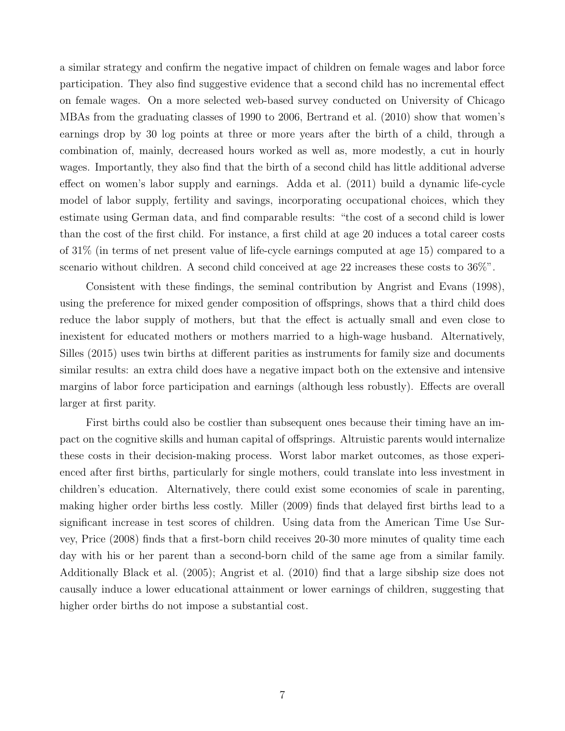a similar strategy and confirm the negative impact of children on female wages and labor force participation. They also find suggestive evidence that a second child has no incremental effect on female wages. On a more selected web-based survey conducted on University of Chicago MBAs from the graduating classes of 1990 to 2006, Bertrand et al. (2010) show that women's earnings drop by 30 log points at three or more years after the birth of a child, through a combination of, mainly, decreased hours worked as well as, more modestly, a cut in hourly wages. Importantly, they also find that the birth of a second child has little additional adverse effect on women's labor supply and earnings. Adda et al. (2011) build a dynamic life-cycle model of labor supply, fertility and savings, incorporating occupational choices, which they estimate using German data, and find comparable results: "the cost of a second child is lower than the cost of the first child. For instance, a first child at age 20 induces a total career costs of 31% (in terms of net present value of life-cycle earnings computed at age 15) compared to a scenario without children. A second child conceived at age 22 increases these costs to 36%".

Consistent with these findings, the seminal contribution by Angrist and Evans (1998), using the preference for mixed gender composition of offsprings, shows that a third child does reduce the labor supply of mothers, but that the effect is actually small and even close to inexistent for educated mothers or mothers married to a high-wage husband. Alternatively, Silles (2015) uses twin births at different parities as instruments for family size and documents similar results: an extra child does have a negative impact both on the extensive and intensive margins of labor force participation and earnings (although less robustly). Effects are overall larger at first parity.

First births could also be costlier than subsequent ones because their timing have an impact on the cognitive skills and human capital of offsprings. Altruistic parents would internalize these costs in their decision-making process. Worst labor market outcomes, as those experienced after first births, particularly for single mothers, could translate into less investment in children's education. Alternatively, there could exist some economies of scale in parenting, making higher order births less costly. Miller (2009) finds that delayed first births lead to a significant increase in test scores of children. Using data from the American Time Use Survey, Price (2008) finds that a first-born child receives 20-30 more minutes of quality time each day with his or her parent than a second-born child of the same age from a similar family. Additionally Black et al. (2005); Angrist et al. (2010) find that a large sibship size does not causally induce a lower educational attainment or lower earnings of children, suggesting that higher order births do not impose a substantial cost.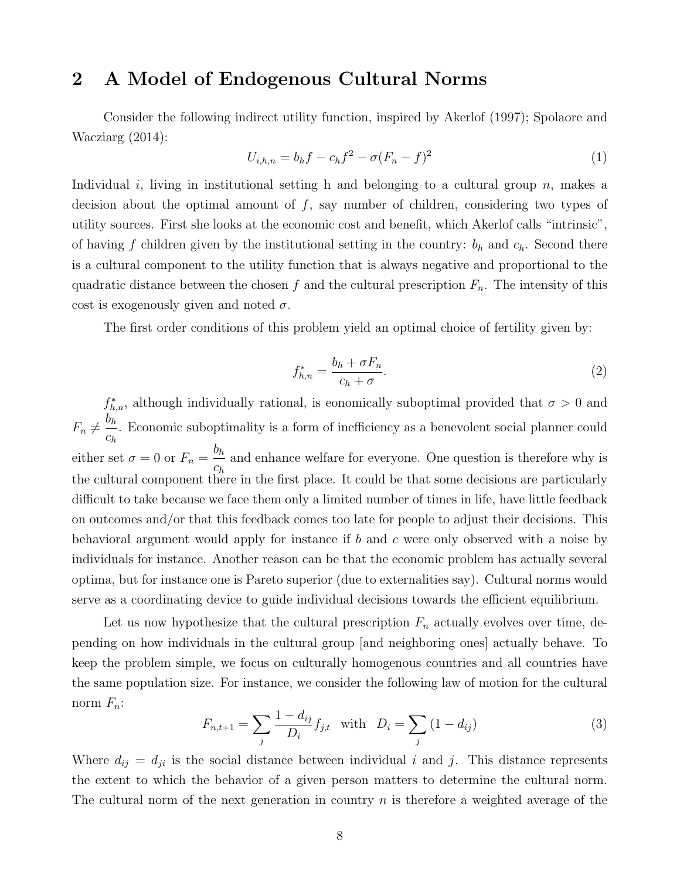## 2 A Model of Endogenous Cultural Norms

Consider the following indirect utility function, inspired by Akerlof (1997); Spolaore and Wacziarg (2014):

$$U_{i,h,n} = b_h f - c_h f^2 - \sigma(F_n - f)^2 \tag{1}$$

Individual $i$, living in institutional setting h and belonging to a cultural group $n$, makes a decision about the optimal amount of $f$, say number of children, considering two types of utility sources. First she looks at the economic cost and benefit, which Akerlof calls "intrinsic", of having $f$ children given by the institutional setting in the country: $b_h$ and $c_h$. Second there is a cultural component to the utility function that is always negative and proportional to the quadratic distance between the chosen $f$ and the cultural prescription $F_n$. The intensity of this cost is exogenously given and noted $\sigma$.

The first order conditions of this problem yield an optimal choice of fertility given by:

$$f^*_{h,n} = \frac{b_h + \sigma F_n}{c_h + \sigma}. \tag{2}$$

$f^*_{h,n}$, although individually rational, is eonomically suboptimal provided that $\sigma > 0$ and $F_n \neq \frac{b_h}{c_h}$. Economic suboptimality is a form of inefficiency as a benevolent social planner could either set $\sigma = 0$ or $F_n = \frac{b_h}{c_h}$ and enhance welfare for everyone. One question is therefore why is the cultural component there in the first place. It could be that some decisions are particularly difficult to take because we face them only a limited number of times in life, have little feedback on outcomes and/or that this feedback comes too late for people to adjust their decisions. This behavioral argument would apply for instance if $b$ and $c$ were only observed with a noise by individuals for instance. Another reason can be that the economic problem has actually several optima, but for instance one is Pareto superior (due to externalities say). Cultural norms would serve as a coordinating device to guide individual decisions towards the efficient equilibrium.

Let us now hypothesize that the cultural prescription $F_n$ actually evolves over time, depending on how individuals in the cultural group [and neighboring ones] actually behave. To keep the problem simple, we focus on culturally homogenous countries and all countries have the same population size. For instance, we consider the following law of motion for the cultural norm $F_n$:

$$F_{n,t+1} = \sum_j \frac{1 - d_{ij}}{D_i} f_{j,t} \quad \text{with} \quad D_i = \sum_j (1 - d_{ij}) \tag{3}$$

Where $d_{ij} = d_{ji}$ is the social distance between individual $i$ and $j$. This distance represents the extent to which the behavior of a given person matters to determine the cultural norm. The cultural norm of the next generation in country $n$ is therefore a weighted average of the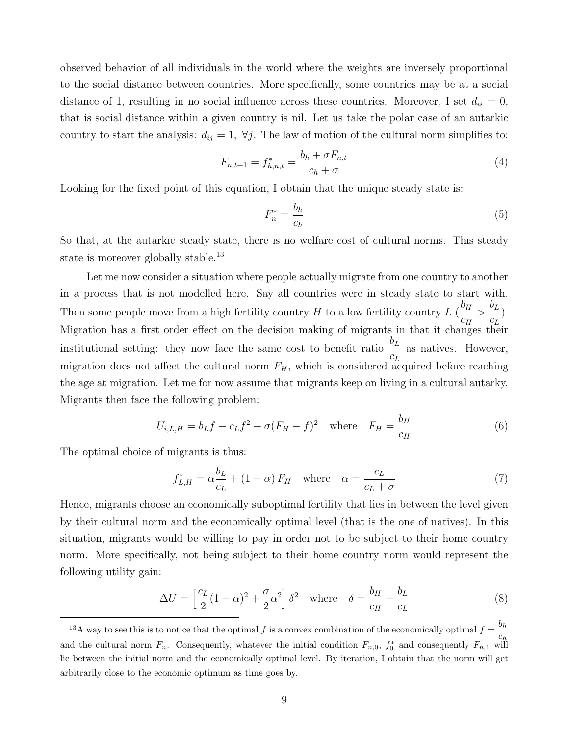observed behavior of all individuals in the world where the weights are inversely proportional to the social distance between countries. More specifically, some countries may be at a social distance of 1, resulting in no social influence across these countries. Moreover, I set $d_{ii} = 0$, that is social distance within a given country is nil. Let us take the polar case of an autarkic country to start the analysis: $d_{ij} = 1, \ \forall j$. The law of motion of the cultural norm simplifies to:

$$F_{n,t+1} = f^*_{h,n,t} = \frac{b_h + \sigma F_{n,t}}{c_h + \sigma} \tag{4}$$

Looking for the fixed point of this equation, I obtain that the unique steady state is:

$$F^*_n = \frac{b_h}{c_h} \tag{5}$$

So that, at the autarkic steady state, there is no welfare cost of cultural norms. This steady state is moreover globally stable.[13]

Let me now consider a situation where people actually migrate from one country to another in a process that is not modelled here. Say all countries were in steady state to start with. Then some people move from a high fertility country $H$ to a low fertility country $L$ ($\frac{b_H}{c_H} > \frac{b_L}{c_L}$). Migration has a first order effect on the decision making of migrants in that it changes their institutional setting: they now face the same cost to benefit ratio $\frac{b_L}{c_L}$ as natives. However, migration does not affect the cultural norm $F_H$, which is considered acquired before reaching the age at migration. Let me for now assume that migrants keep on living in a cultural autarky. Migrants then face the following problem:

$$U_{i,L,H} = b_L f - c_L f^2 - \sigma(F_H - f)^2 \quad \text{where} \quad F_H = \frac{b_H}{c_H} \tag{6}$$

The optimal choice of migrants is thus:

$$f^*_{L,H} = \alpha \frac{b_L}{c_L} + (1 - \alpha)\, F_H \quad \text{where} \quad \alpha = \frac{c_L}{c_L + \sigma} \tag{7}$$

Hence, migrants choose an economically suboptimal fertility that lies in between the level given by their cultural norm and the economically optimal level (that is the one of natives). In this situation, migrants would be willing to pay in order not to be subject to their home country norm. More specifically, not being subject to their home country norm would represent the following utility gain:

$$\Delta U = \left[\frac{c_L}{2}(1 - \alpha)^2 + \frac{\sigma}{2}\alpha^2\right]\delta^2 \quad \text{where} \quad \delta = \frac{b_H}{c_H} - \frac{b_L}{c_L} \tag{8}$$

---

[13] A way to see this is to notice that the optimal $f$ is a convex combination of the economically optimal $f = \frac{b_h}{c_h}$ and the cultural norm $F_n$. Consequently, whatever the initial condition $F_{n,0}$, $f^*_0$ and consequently $F_{n,1}$ will lie between the initial norm and the economically optimal level. By iteration, I obtain that the norm will get arbitrarily close to the economic optimum as time goes by.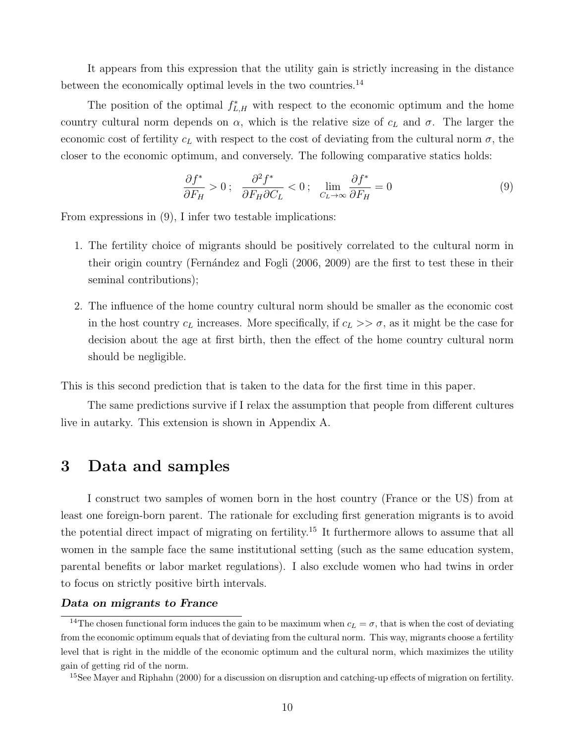It appears from this expression that the utility gain is strictly increasing in the distance between the economically optimal levels in the two countries.[14]

The position of the optimal $f^*_{L,H}$ with respect to the economic optimum and the home country cultural norm depends on $\alpha$, which is the relative size of $c_L$ and $\sigma$. The larger the economic cost of fertility $c_L$ with respect to the cost of deviating from the cultural norm $\sigma$, the closer to the economic optimum, and conversely. The following comparative statics holds:

$$\frac{\partial f^*}{\partial F_H} > 0 \, ; \quad \frac{\partial^2 f^*}{\partial F_H \partial C_L} < 0 \, ; \quad \lim_{C_L \to \infty} \frac{\partial f^*}{\partial F_H} = 0 \tag{9}$$

From expressions in (9), I infer two testable implications:

1. The fertility choice of migrants should be positively correlated to the cultural norm in their origin country (Fernández and Fogli (2006, 2009) are the first to test these in their seminal contributions);

2. The influence of the home country cultural norm should be smaller as the economic cost in the host country $c_L$ increases. More specifically, if $c_L >> \sigma$, as it might be the case for decision about the age at first birth, then the effect of the home country cultural norm should be negligible.

This is this second prediction that is taken to the data for the first time in this paper.

The same predictions survive if I relax the assumption that people from different cultures live in autarky. This extension is shown in Appendix A.

# 3 Data and samples

I construct two samples of women born in the host country (France or the US) from at least one foreign-born parent. The rationale for excluding first generation migrants is to avoid the potential direct impact of migrating on fertility.[15] It furthermore allows to assume that all women in the sample face the same institutional setting (such as the same education system, parental benefits or labor market regulations). I also exclude women who had twins in order to focus on strictly positive birth intervals.

***Data on migrants to France***

[14] The chosen functional form induces the gain to be maximum when $c_L = \sigma$, that is when the cost of deviating from the economic optimum equals that of deviating from the cultural norm. This way, migrants choose a fertility level that is right in the middle of the economic optimum and the cultural norm, which maximizes the utility gain of getting rid of the norm.

[15] See Mayer and Riphahn (2000) for a discussion on disruption and catching-up effects of migration on fertility.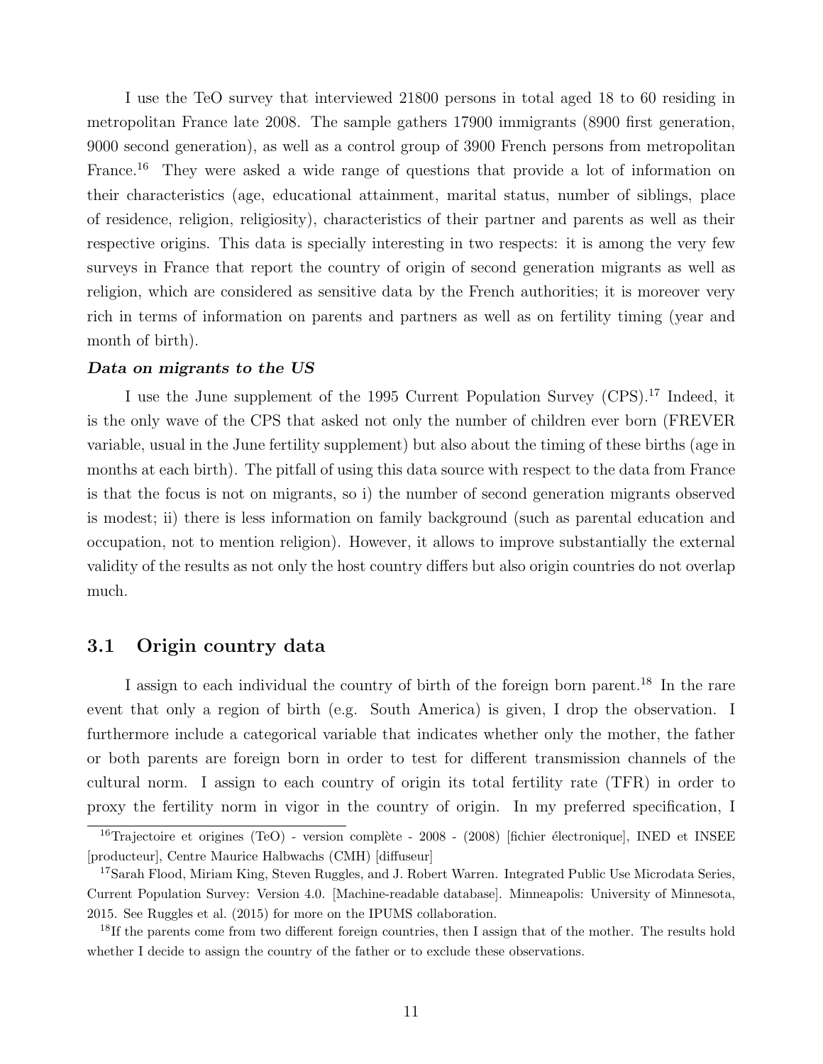I use the TeO survey that interviewed 21800 persons in total aged 18 to 60 residing in metropolitan France late 2008. The sample gathers 17900 immigrants (8900 first generation, 9000 second generation), as well as a control group of 3900 French persons from metropolitan France.[16] They were asked a wide range of questions that provide a lot of information on their characteristics (age, educational attainment, marital status, number of siblings, place of residence, religion, religiosity), characteristics of their partner and parents as well as their respective origins. This data is specially interesting in two respects: it is among the very few surveys in France that report the country of origin of second generation migrants as well as religion, which are considered as sensitive data by the French authorities; it is moreover very rich in terms of information on parents and partners as well as on fertility timing (year and month of birth).

***Data on migrants to the US***

I use the June supplement of the 1995 Current Population Survey (CPS).[17] Indeed, it is the only wave of the CPS that asked not only the number of children ever born (FREVER variable, usual in the June fertility supplement) but also about the timing of these births (age in months at each birth). The pitfall of using this data source with respect to the data from France is that the focus is not on migrants, so i) the number of second generation migrants observed is modest; ii) there is less information on family background (such as parental education and occupation, not to mention religion). However, it allows to improve substantially the external validity of the results as not only the host country differs but also origin countries do not overlap much.

## 3.1 Origin country data

I assign to each individual the country of birth of the foreign born parent.[18] In the rare event that only a region of birth (e.g. South America) is given, I drop the observation. I furthermore include a categorical variable that indicates whether only the mother, the father or both parents are foreign born in order to test for different transmission channels of the cultural norm. I assign to each country of origin its total fertility rate (TFR) in order to proxy the fertility norm in vigor in the country of origin. In my preferred specification, I

[16] Trajectoire et origines (TeO) - version complète - 2008 - (2008) [fichier électronique], INED et INSEE [producteur], Centre Maurice Halbwachs (CMH) [diffuseur]

[17] Sarah Flood, Miriam King, Steven Ruggles, and J. Robert Warren. Integrated Public Use Microdata Series, Current Population Survey: Version 4.0. [Machine-readable database]. Minneapolis: University of Minnesota, 2015. See Ruggles et al. (2015) for more on the IPUMS collaboration.

[18] If the parents come from two different foreign countries, then I assign that of the mother. The results hold whether I decide to assign the country of the father or to exclude these observations.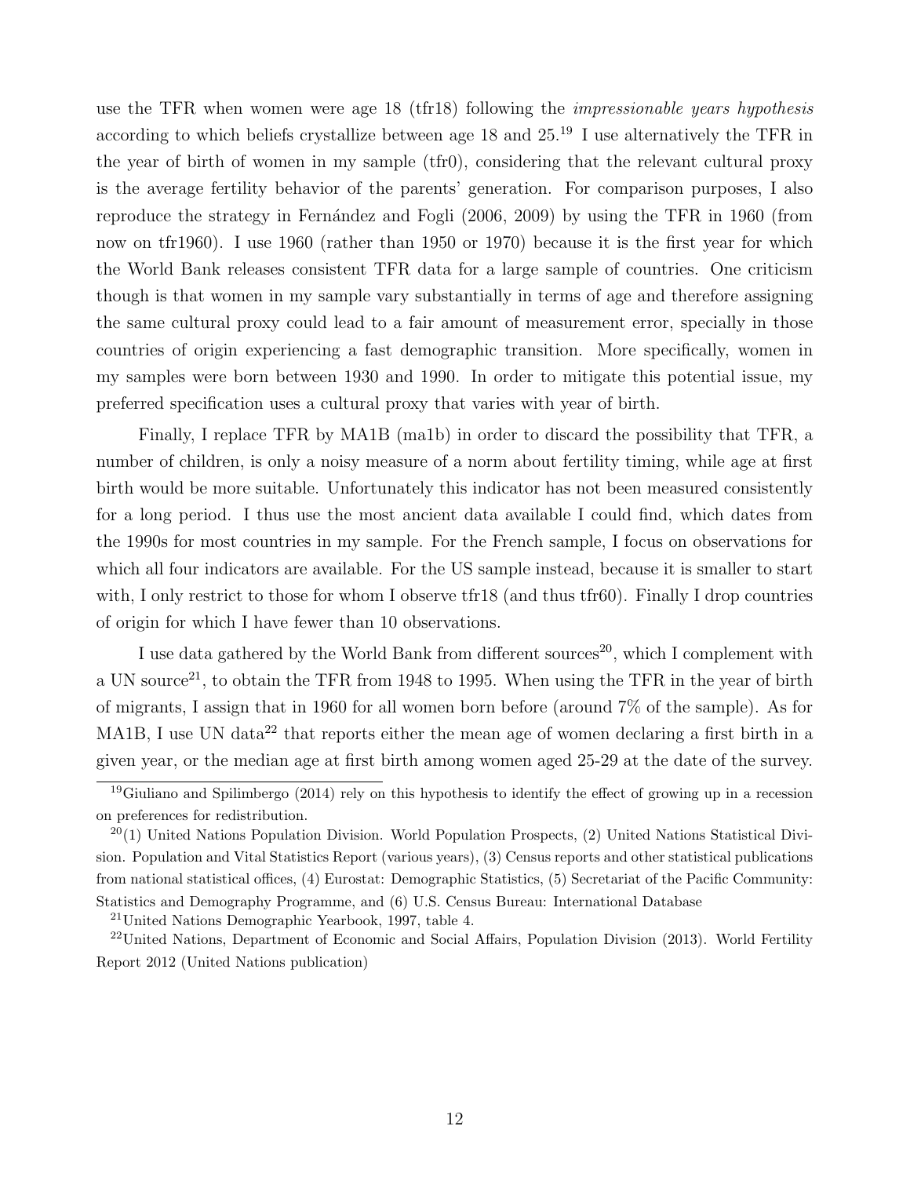use the TFR when women were age 18 (tfr18) following the *impressionable years hypothesis* according to which beliefs crystallize between age 18 and 25.[19] I use alternatively the TFR in the year of birth of women in my sample (tfr0), considering that the relevant cultural proxy is the average fertility behavior of the parents' generation. For comparison purposes, I also reproduce the strategy in Fernández and Fogli (2006, 2009) by using the TFR in 1960 (from now on tfr1960). I use 1960 (rather than 1950 or 1970) because it is the first year for which the World Bank releases consistent TFR data for a large sample of countries. One criticism though is that women in my sample vary substantially in terms of age and therefore assigning the same cultural proxy could lead to a fair amount of measurement error, specially in those countries of origin experiencing a fast demographic transition. More specifically, women in my samples were born between 1930 and 1990. In order to mitigate this potential issue, my preferred specification uses a cultural proxy that varies with year of birth.

Finally, I replace TFR by MA1B (ma1b) in order to discard the possibility that TFR, a number of children, is only a noisy measure of a norm about fertility timing, while age at first birth would be more suitable. Unfortunately this indicator has not been measured consistently for a long period. I thus use the most ancient data available I could find, which dates from the 1990s for most countries in my sample. For the French sample, I focus on observations for which all four indicators are available. For the US sample instead, because it is smaller to start with, I only restrict to those for whom I observe tfr18 (and thus tfr60). Finally I drop countries of origin for which I have fewer than 10 observations.

I use data gathered by the World Bank from different sources[20], which I complement with a UN source[21], to obtain the TFR from 1948 to 1995. When using the TFR in the year of birth of migrants, I assign that in 1960 for all women born before (around 7% of the sample). As for MA1B, I use UN data[22] that reports either the mean age of women declaring a first birth in a given year, or the median age at first birth among women aged 25-29 at the date of the survey.

[19]Giuliano and Spilimbergo (2014) rely on this hypothesis to identify the effect of growing up in a recession on preferences for redistribution.

[20](1) United Nations Population Division. World Population Prospects, (2) United Nations Statistical Division. Population and Vital Statistics Report (various years), (3) Census reports and other statistical publications from national statistical offices, (4) Eurostat: Demographic Statistics, (5) Secretariat of the Pacific Community: Statistics and Demography Programme, and (6) U.S. Census Bureau: International Database

[21]United Nations Demographic Yearbook, 1997, table 4.

[22]United Nations, Department of Economic and Social Affairs, Population Division (2013). World Fertility Report 2012 (United Nations publication)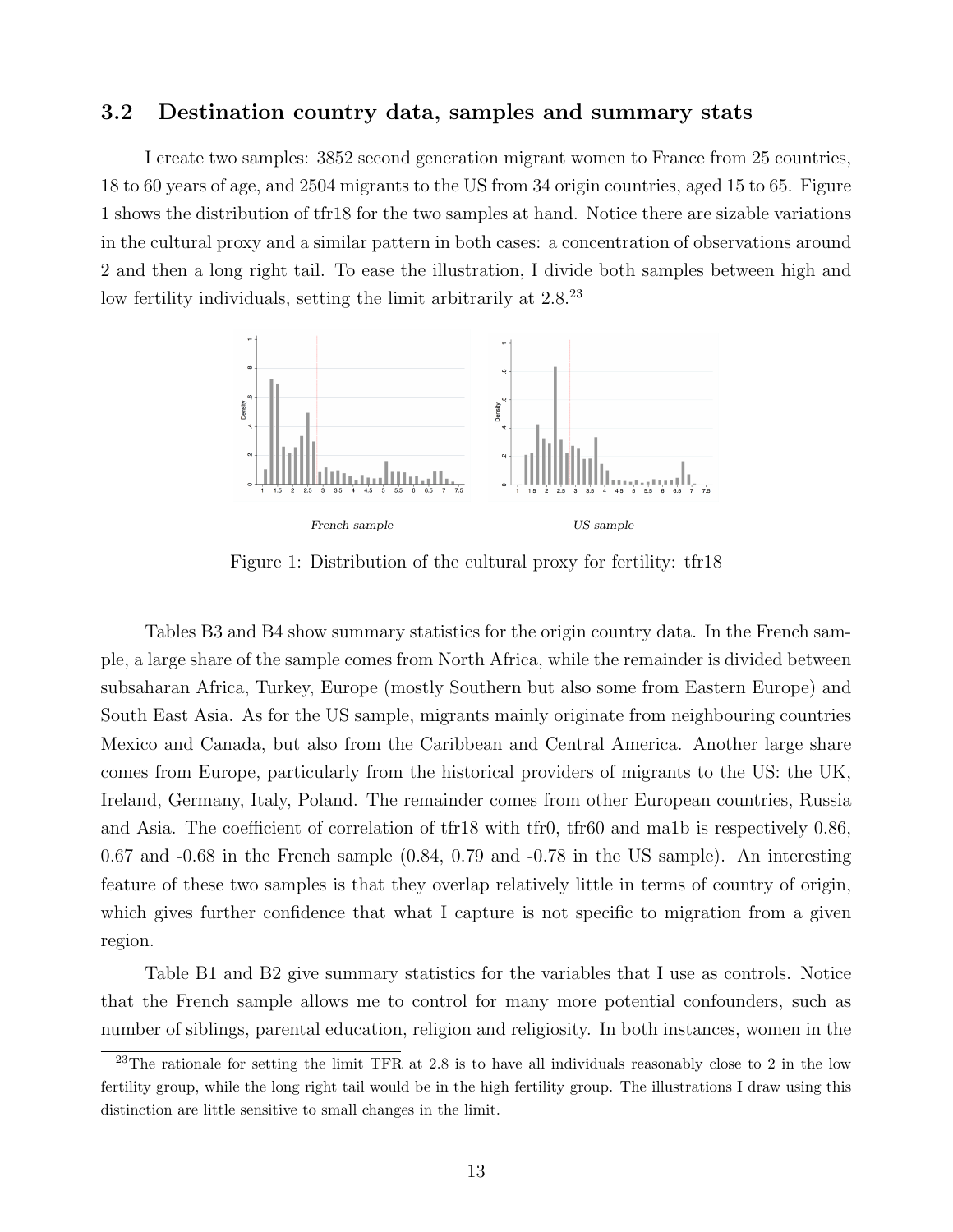## 3.2 Destination country data, samples and summary stats

I create two samples: 3852 second generation migrant women to France from 25 countries, 18 to 60 years of age, and 2504 migrants to the US from 34 origin countries, aged 15 to 65. Figure 1 shows the distribution of tfr18 for the two samples at hand. Notice there are sizable variations in the cultural proxy and a similar pattern in both cases: a concentration of observations around 2 and then a long right tail. To ease the illustration, I divide both samples between high and low fertility individuals, setting the limit arbitrarily at 2.8.[23]

*French sample* *US sample*

Figure 1: Distribution of the cultural proxy for fertility: tfr18

Tables B3 and B4 show summary statistics for the origin country data. In the French sample, a large share of the sample comes from North Africa, while the remainder is divided between subsaharan Africa, Turkey, Europe (mostly Southern but also some from Eastern Europe) and South East Asia. As for the US sample, migrants mainly originate from neighbouring countries Mexico and Canada, but also from the Caribbean and Central America. Another large share comes from Europe, particularly from the historical providers of migrants to the US: the UK, Ireland, Germany, Italy, Poland. The remainder comes from other European countries, Russia and Asia. The coefficient of correlation of tfr18 with tfr0, tfr60 and ma1b is respectively 0.86, 0.67 and -0.68 in the French sample (0.84, 0.79 and -0.78 in the US sample). An interesting feature of these two samples is that they overlap relatively little in terms of country of origin, which gives further confidence that what I capture is not specific to migration from a given region.

Table B1 and B2 give summary statistics for the variables that I use as controls. Notice that the French sample allows me to control for many more potential confounders, such as number of siblings, parental education, religion and religiosity. In both instances, women in the

[23] The rationale for setting the limit TFR at 2.8 is to have all individuals reasonably close to 2 in the low fertility group, while the long right tail would be in the high fertility group. The illustrations I draw using this distinction are little sensitive to small changes in the limit.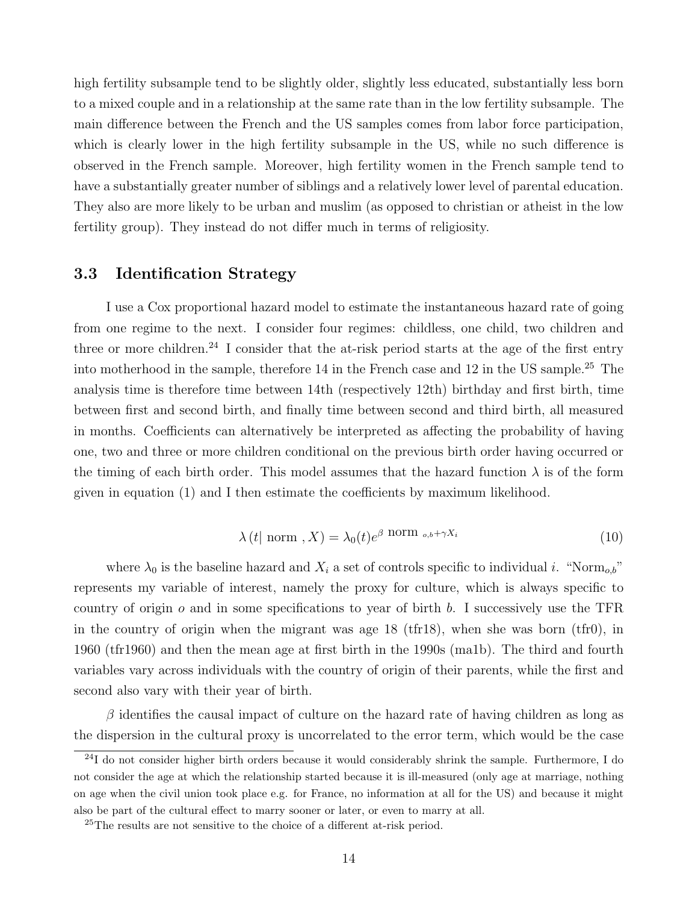high fertility subsample tend to be slightly older, slightly less educated, substantially less born to a mixed couple and in a relationship at the same rate than in the low fertility subsample. The main difference between the French and the US samples comes from labor force participation, which is clearly lower in the high fertility subsample in the US, while no such difference is observed in the French sample. Moreover, high fertility women in the French sample tend to have a substantially greater number of siblings and a relatively lower level of parental education. They also are more likely to be urban and muslim (as opposed to christian or atheist in the low fertility group). They instead do not differ much in terms of religiosity.

### 3.3 Identification Strategy

I use a Cox proportional hazard model to estimate the instantaneous hazard rate of going from one regime to the next. I consider four regimes: childless, one child, two children and three or more children.[24] I consider that the at-risk period starts at the age of the first entry into motherhood in the sample, therefore 14 in the French case and 12 in the US sample.[25] The analysis time is therefore time between 14th (respectively 12th) birthday and first birth, time between first and second birth, and finally time between second and third birth, all measured in months. Coefficients can alternatively be interpreted as affecting the probability of having one, two and three or more children conditional on the previous birth order having occurred or the timing of each birth order. This model assumes that the hazard function $\lambda$ is of the form given in equation (1) and I then estimate the coefficients by maximum likelihood.

$$\lambda\left(t \mid \text{ norm }, X\right) = \lambda_0(t) e^{\beta \text{ norm }_{o,b} + \gamma X_i} \tag{10}$$

where $\lambda_0$ is the baseline hazard and $X_i$ a set of controls specific to individual $i$. "$\text{Norm}_{o,b}$" represents my variable of interest, namely the proxy for culture, which is always specific to country of origin $o$ and in some specifications to year of birth $b$. I successively use the TFR in the country of origin when the migrant was age 18 (tfr18), when she was born (tfr0), in 1960 (tfr1960) and then the mean age at first birth in the 1990s (ma1b). The third and fourth variables vary across individuals with the country of origin of their parents, while the first and second also vary with their year of birth.

$\beta$ identifies the causal impact of culture on the hazard rate of having children as long as the dispersion in the cultural proxy is uncorrelated to the error term, which would be the case

[24] I do not consider higher birth orders because it would considerably shrink the sample. Furthermore, I do not consider the age at which the relationship started because it is ill-measured (only age at marriage, nothing on age when the civil union took place e.g. for France, no information at all for the US) and because it might also be part of the cultural effect to marry sooner or later, or even to marry at all.

[25] The results are not sensitive to the choice of a different at-risk period.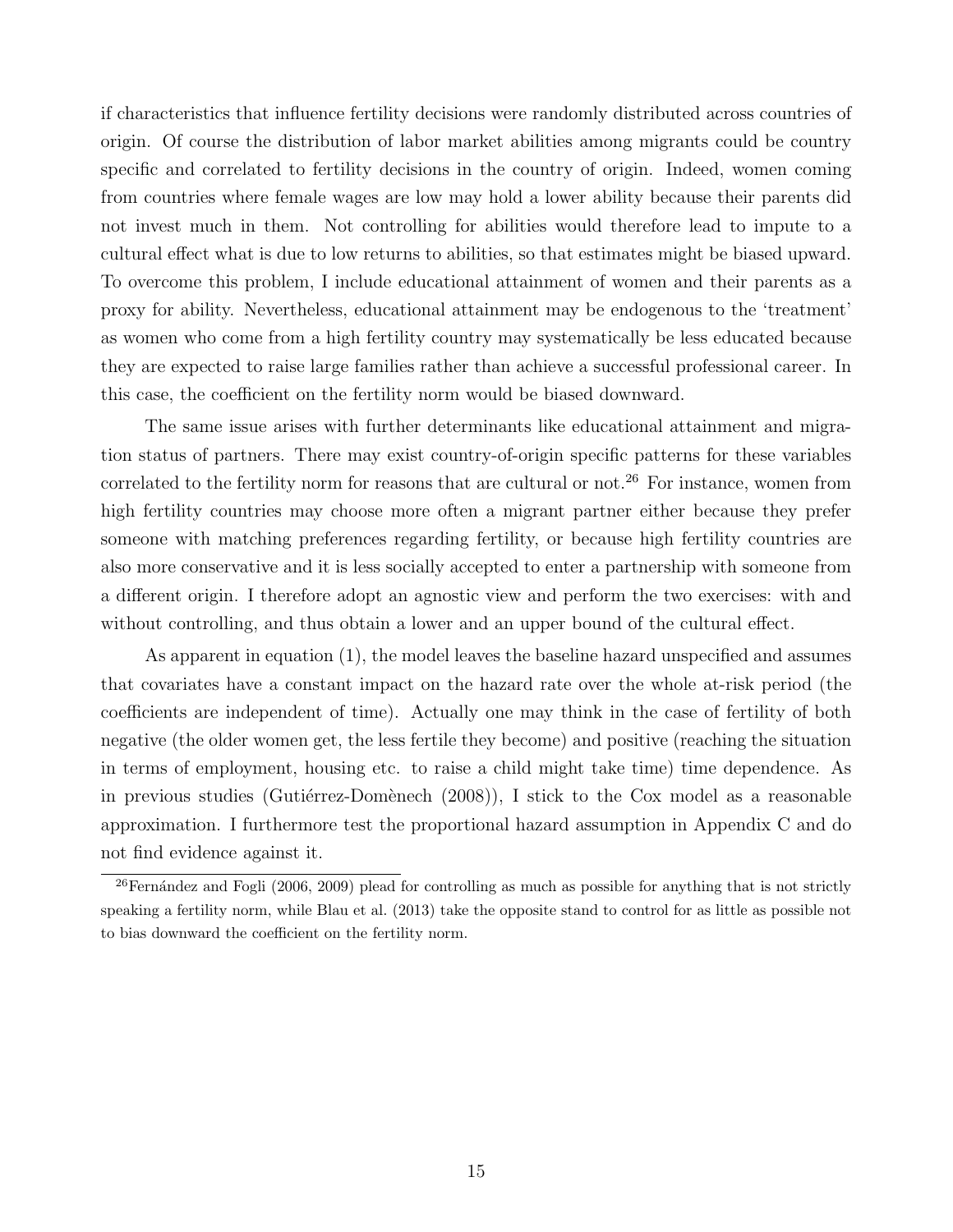if characteristics that influence fertility decisions were randomly distributed across countries of origin. Of course the distribution of labor market abilities among migrants could be country specific and correlated to fertility decisions in the country of origin. Indeed, women coming from countries where female wages are low may hold a lower ability because their parents did not invest much in them. Not controlling for abilities would therefore lead to impute to a cultural effect what is due to low returns to abilities, so that estimates might be biased upward. To overcome this problem, I include educational attainment of women and their parents as a proxy for ability. Nevertheless, educational attainment may be endogenous to the 'treatment' as women who come from a high fertility country may systematically be less educated because they are expected to raise large families rather than achieve a successful professional career. In this case, the coefficient on the fertility norm would be biased downward.

The same issue arises with further determinants like educational attainment and migration status of partners. There may exist country-of-origin specific patterns for these variables correlated to the fertility norm for reasons that are cultural or not.[26] For instance, women from high fertility countries may choose more often a migrant partner either because they prefer someone with matching preferences regarding fertility, or because high fertility countries are also more conservative and it is less socially accepted to enter a partnership with someone from a different origin. I therefore adopt an agnostic view and perform the two exercises: with and without controlling, and thus obtain a lower and an upper bound of the cultural effect.

As apparent in equation (1), the model leaves the baseline hazard unspecified and assumes that covariates have a constant impact on the hazard rate over the whole at-risk period (the coefficients are independent of time). Actually one may think in the case of fertility of both negative (the older women get, the less fertile they become) and positive (reaching the situation in terms of employment, housing etc. to raise a child might take time) time dependence. As in previous studies (Gutiérrez-Domènech (2008)), I stick to the Cox model as a reasonable approximation. I furthermore test the proportional hazard assumption in Appendix C and do not find evidence against it.

[26] Fernández and Fogli (2006, 2009) plead for controlling as much as possible for anything that is not strictly speaking a fertility norm, while Blau et al. (2013) take the opposite stand to control for as little as possible not to bias downward the coefficient on the fertility norm.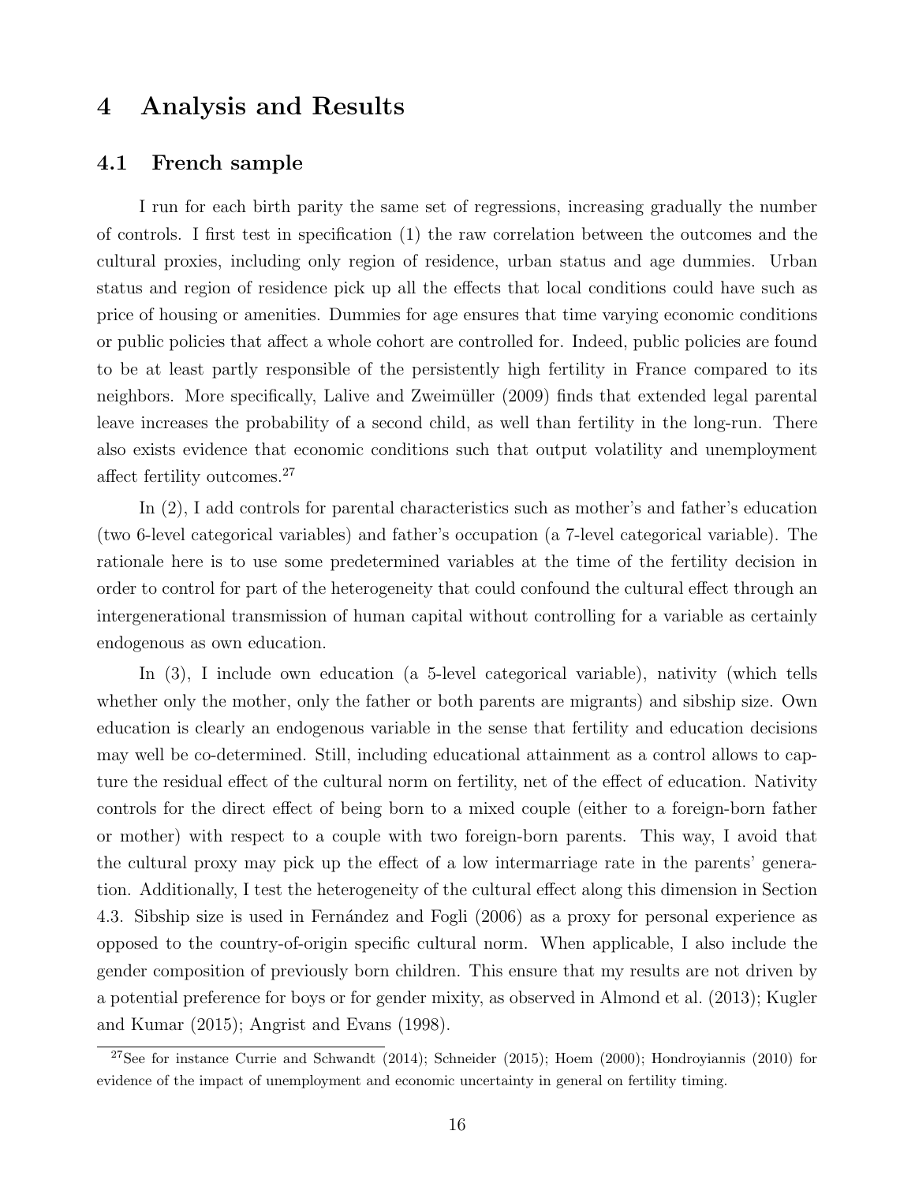# 4 Analysis and Results

## 4.1 French sample

I run for each birth parity the same set of regressions, increasing gradually the number of controls. I first test in specification (1) the raw correlation between the outcomes and the cultural proxies, including only region of residence, urban status and age dummies. Urban status and region of residence pick up all the effects that local conditions could have such as price of housing or amenities. Dummies for age ensures that time varying economic conditions or public policies that affect a whole cohort are controlled for. Indeed, public policies are found to be at least partly responsible of the persistently high fertility in France compared to its neighbors. More specifically, Lalive and Zweimüller (2009) finds that extended legal parental leave increases the probability of a second child, as well than fertility in the long-run. There also exists evidence that economic conditions such that output volatility and unemployment affect fertility outcomes.[27]

In (2), I add controls for parental characteristics such as mother's and father's education (two 6-level categorical variables) and father's occupation (a 7-level categorical variable). The rationale here is to use some predetermined variables at the time of the fertility decision in order to control for part of the heterogeneity that could confound the cultural effect through an intergenerational transmission of human capital without controlling for a variable as certainly endogenous as own education.

In (3), I include own education (a 5-level categorical variable), nativity (which tells whether only the mother, only the father or both parents are migrants) and sibship size. Own education is clearly an endogenous variable in the sense that fertility and education decisions may well be co-determined. Still, including educational attainment as a control allows to capture the residual effect of the cultural norm on fertility, net of the effect of education. Nativity controls for the direct effect of being born to a mixed couple (either to a foreign-born father or mother) with respect to a couple with two foreign-born parents. This way, I avoid that the cultural proxy may pick up the effect of a low intermarriage rate in the parents' generation. Additionally, I test the heterogeneity of the cultural effect along this dimension in Section 4.3. Sibship size is used in Fernández and Fogli (2006) as a proxy for personal experience as opposed to the country-of-origin specific cultural norm. When applicable, I also include the gender composition of previously born children. This ensure that my results are not driven by a potential preference for boys or for gender mixity, as observed in Almond et al. (2013); Kugler and Kumar (2015); Angrist and Evans (1998).

[27] See for instance Currie and Schwandt (2014); Schneider (2015); Hoem (2000); Hondroyiannis (2010) for evidence of the impact of unemployment and economic uncertainty in general on fertility timing.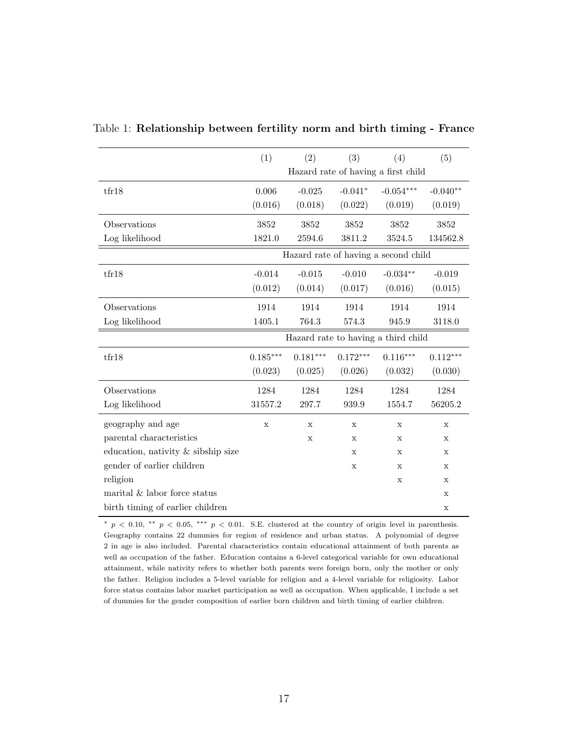Table 1: **Relationship between fertility norm and birth timing - France**

| | (1) | (2) | (3) | (4) | (5) |
|---|---|---|---|---|---|
| | Hazard rate of having a first child | | | | |
| tfr18 | 0.006 | -0.025 | -0.041$^{*}$ | -0.054$^{***}$ | -0.040$^{**}$ |
| | (0.016) | (0.018) | (0.022) | (0.019) | (0.019) |
| Observations | 3852 | 3852 | 3852 | 3852 | 3852 |
| Log likelihood | 1821.0 | 2594.6 | 3811.2 | 3524.5 | 134562.8 |
| | Hazard rate of having a second child | | | | |
| tfr18 | -0.014 | -0.015 | -0.010 | -0.034$^{**}$ | -0.019 |
| | (0.012) | (0.014) | (0.017) | (0.016) | (0.015) |
| Observations | 1914 | 1914 | 1914 | 1914 | 1914 |
| Log likelihood | 1405.1 | 764.3 | 574.3 | 945.9 | 3118.0 |
| | Hazard rate to having a third child | | | | |
| tfr18 | 0.185$^{***}$ | 0.181$^{***}$ | 0.172$^{***}$ | 0.116$^{***}$ | 0.112$^{***}$ |
| | (0.023) | (0.025) | (0.026) | (0.032) | (0.030) |
| Observations | 1284 | 1284 | 1284 | 1284 | 1284 |
| Log likelihood | 31557.2 | 297.7 | 939.9 | 1554.7 | 56205.2 |
| geography and age | x | x | x | x | x |
| parental characteristics | | x | x | x | x |
| education, nativity & sibship size | | | x | x | x |
| gender of earlier children | | | x | x | x |
| religion | | | | x | x |
| marital & labor force status | | | | | x |
| birth timing of earlier children | | | | | x |

$^{*}$ $p < 0.10$, $^{**}$ $p < 0.05$, $^{***}$ $p < 0.01$. S.E. clustered at the country of origin level in parenthesis. Geography contains 22 dummies for region of residence and urban status. A polynomial of degree 2 in age is also included. Parental characteristics contain educational attainment of both parents as well as occupation of the father. Education contains a 6-level categorical variable for own educational attainment, while nativity refers to whether both parents were foreign born, only the mother or only the father. Religion includes a 5-level variable for religion and a 4-level variable for religiosity. Labor force status contains labor market participation as well as occupation. When applicable, I include a set of dummies for the gender composition of earlier born children and birth timing of earlier children.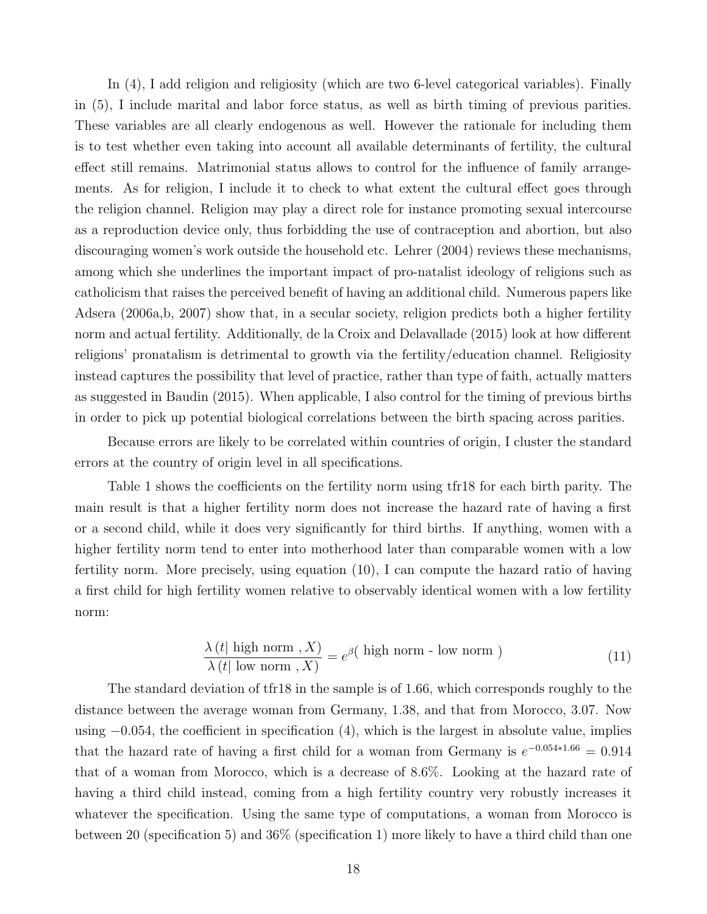In (4), I add religion and religiosity (which are two 6-level categorical variables). Finally in (5), I include marital and labor force status, as well as birth timing of previous parities. These variables are all clearly endogenous as well. However the rationale for including them is to test whether even taking into account all available determinants of fertility, the cultural effect still remains. Matrimonial status allows to control for the influence of family arrangements. As for religion, I include it to check to what extent the cultural effect goes through the religion channel. Religion may play a direct role for instance promoting sexual intercourse as a reproduction device only, thus forbidding the use of contraception and abortion, but also discouraging women's work outside the household etc. Lehrer (2004) reviews these mechanisms, among which she underlines the important impact of pro-natalist ideology of religions such as catholicism that raises the perceived benefit of having an additional child. Numerous papers like Adsera (2006a,b, 2007) show that, in a secular society, religion predicts both a higher fertility norm and actual fertility. Additionally, de la Croix and Delavallade (2015) look at how different religions' pronatalism is detrimental to growth via the fertility/education channel. Religiosity instead captures the possibility that level of practice, rather than type of faith, actually matters as suggested in Baudin (2015). When applicable, I also control for the timing of previous births in order to pick up potential biological correlations between the birth spacing across parities.

Because errors are likely to be correlated within countries of origin, I cluster the standard errors at the country of origin level in all specifications.

Table 1 shows the coefficients on the fertility norm using tfr18 for each birth parity. The main result is that a higher fertility norm does not increase the hazard rate of having a first or a second child, while it does very significantly for third births. If anything, women with a higher fertility norm tend to enter into motherhood later than comparable women with a low fertility norm. More precisely, using equation (10), I can compute the hazard ratio of having a first child for high fertility women relative to observably identical women with a low fertility norm:

$$\frac{\lambda\left(t|\text{ high norm },X\right)}{\lambda\left(t|\text{ low norm },X\right)}=e^{\beta(\text{ high norm - low norm })} \tag{11}$$

The standard deviation of tfr18 in the sample is of 1.66, which corresponds roughly to the distance between the average woman from Germany, 1.38, and that from Morocco, 3.07. Now using $-0.054$, the coefficient in specification (4), which is the largest in absolute value, implies that the hazard rate of having a first child for a woman from Germany is $e^{-0.054*1.66}=0.914$ that of a woman from Morocco, which is a decrease of 8.6%. Looking at the hazard rate of having a third child instead, coming from a high fertility country very robustly increases it whatever the specification. Using the same type of computations, a woman from Morocco is between 20 (specification 5) and 36% (specification 1) more likely to have a third child than one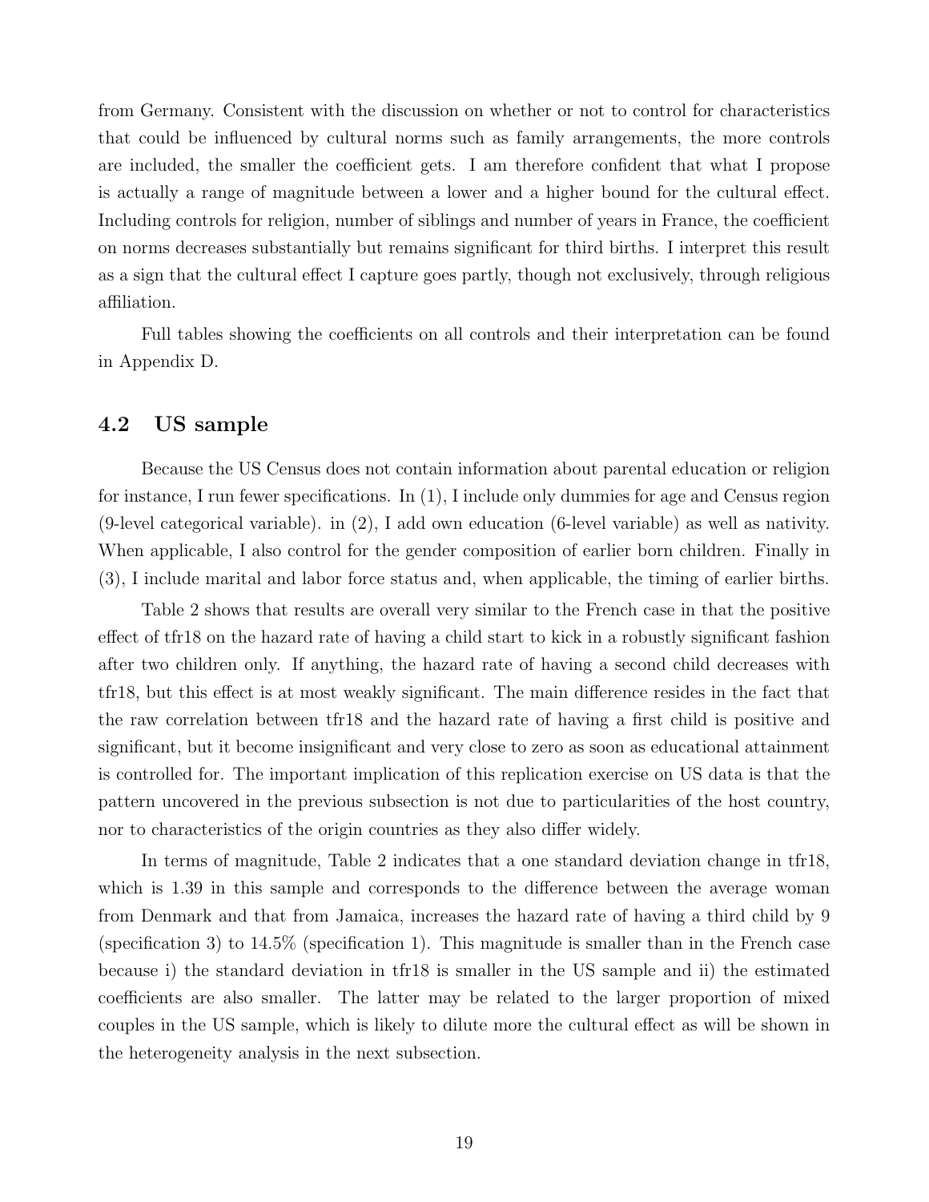from Germany. Consistent with the discussion on whether or not to control for characteristics that could be influenced by cultural norms such as family arrangements, the more controls are included, the smaller the coefficient gets. I am therefore confident that what I propose is actually a range of magnitude between a lower and a higher bound for the cultural effect. Including controls for religion, number of siblings and number of years in France, the coefficient on norms decreases substantially but remains significant for third births. I interpret this result as a sign that the cultural effect I capture goes partly, though not exclusively, through religious affiliation.

Full tables showing the coefficients on all controls and their interpretation can be found in Appendix D.

## 4.2 US sample

Because the US Census does not contain information about parental education or religion for instance, I run fewer specifications. In (1), I include only dummies for age and Census region (9-level categorical variable). in (2), I add own education (6-level variable) as well as nativity. When applicable, I also control for the gender composition of earlier born children. Finally in (3), I include marital and labor force status and, when applicable, the timing of earlier births.

Table 2 shows that results are overall very similar to the French case in that the positive effect of tfr18 on the hazard rate of having a child start to kick in a robustly significant fashion after two children only. If anything, the hazard rate of having a second child decreases with tfr18, but this effect is at most weakly significant. The main difference resides in the fact that the raw correlation between tfr18 and the hazard rate of having a first child is positive and significant, but it become insignificant and very close to zero as soon as educational attainment is controlled for. The important implication of this replication exercise on US data is that the pattern uncovered in the previous subsection is not due to particularities of the host country, nor to characteristics of the origin countries as they also differ widely.

In terms of magnitude, Table 2 indicates that a one standard deviation change in tfr18, which is 1.39 in this sample and corresponds to the difference between the average woman from Denmark and that from Jamaica, increases the hazard rate of having a third child by 9 (specification 3) to 14.5% (specification 1). This magnitude is smaller than in the French case because i) the standard deviation in tfr18 is smaller in the US sample and ii) the estimated coefficients are also smaller. The latter may be related to the larger proportion of mixed couples in the US sample, which is likely to dilute more the cultural effect as will be shown in the heterogeneity analysis in the next subsection.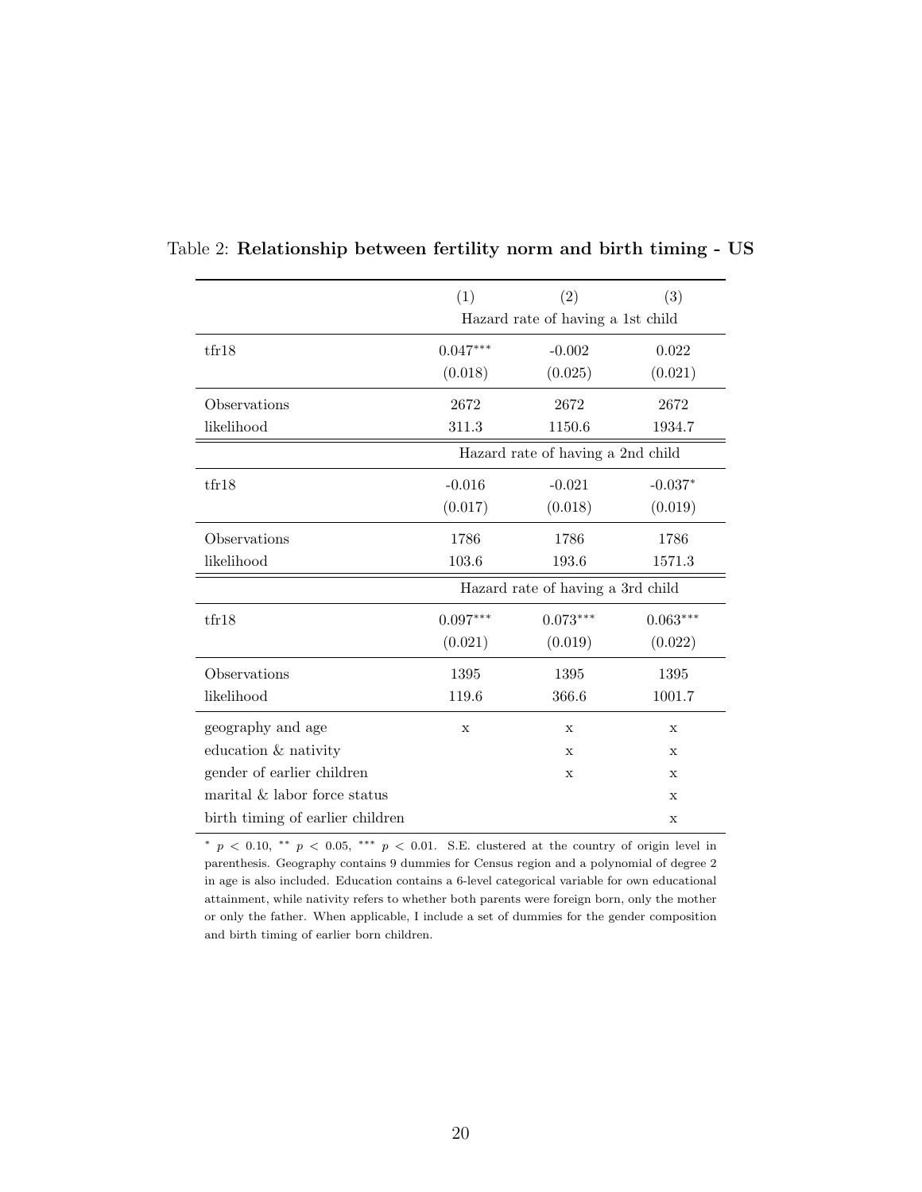Table 2: **Relationship between fertility norm and birth timing - US**

| | (1) | (2) | (3) |
|---|---|---|---|
| | Hazard rate of having a 1st child | | |
| tfr18 | $0.047^{***}$ | -0.002 | 0.022 |
| | (0.018) | (0.025) | (0.021) |
| Observations | 2672 | 2672 | 2672 |
| likelihood | 311.3 | 1150.6 | 1934.7 |
| | Hazard rate of having a 2nd child | | |
| tfr18 | -0.016 | -0.021 | $-0.037^{*}$ |
| | (0.017) | (0.018) | (0.019) |
| Observations | 1786 | 1786 | 1786 |
| likelihood | 103.6 | 193.6 | 1571.3 |
| | Hazard rate of having a 3rd child | | |
| tfr18 | $0.097^{***}$ | $0.073^{***}$ | $0.063^{***}$ |
| | (0.021) | (0.019) | (0.022) |
| Observations | 1395 | 1395 | 1395 |
| likelihood | 119.6 | 366.6 | 1001.7 |
| geography and age | x | x | x |
| education & nativity | | x | x |
| gender of earlier children | | x | x |
| marital & labor force status | | | x |
| birth timing of earlier children | | | x |

$^{*}$ $p < 0.10$, $^{**}$ $p < 0.05$, $^{***}$ $p < 0.01$. S.E. clustered at the country of origin level in parenthesis. Geography contains 9 dummies for Census region and a polynomial of degree 2 in age is also included. Education contains a 6-level categorical variable for own educational attainment, while nativity refers to whether both parents were foreign born, only the mother or only the father. When applicable, I include a set of dummies for the gender composition and birth timing of earlier born children.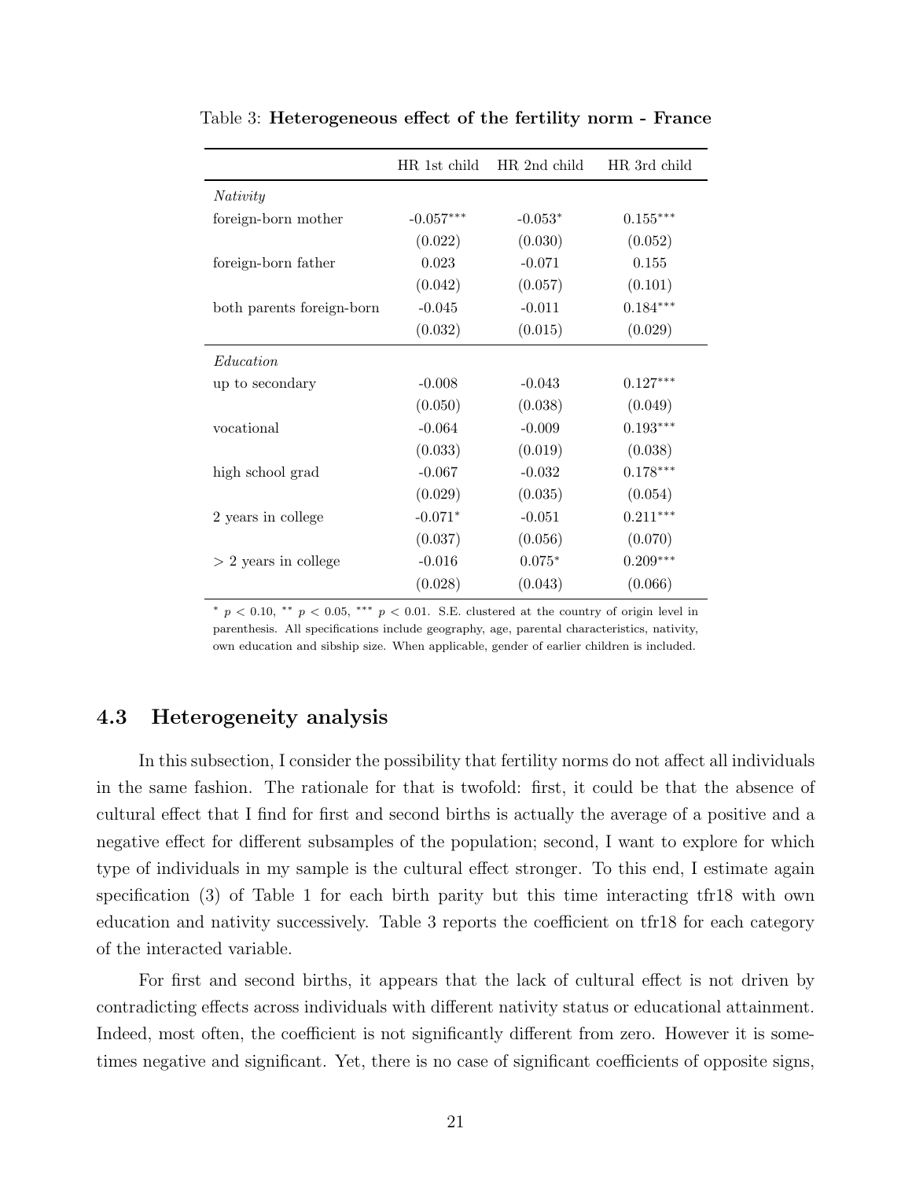Table 3: **Heterogeneous effect of the fertility norm - France**

| | HR 1st child | HR 2nd child | HR 3rd child |
|---|---|---|---|
| *Nativity* | | | |
| foreign-born mother | -0.057*** | -0.053* | 0.155*** |
| | (0.022) | (0.030) | (0.052) |
| foreign-born father | 0.023 | -0.071 | 0.155 |
| | (0.042) | (0.057) | (0.101) |
| both parents foreign-born | -0.045 | -0.011 | 0.184*** |
| | (0.032) | (0.015) | (0.029) |
| *Education* | | | |
| up to secondary | -0.008 | -0.043 | 0.127*** |
| | (0.050) | (0.038) | (0.049) |
| vocational | -0.064 | -0.009 | 0.193*** |
| | (0.033) | (0.019) | (0.038) |
| high school grad | -0.067 | -0.032 | 0.178*** |
| | (0.029) | (0.035) | (0.054) |
| 2 years in college | -0.071* | -0.051 | 0.211*** |
| | (0.037) | (0.056) | (0.070) |
| > 2 years in college | -0.016 | 0.075* | 0.209*** |
| | (0.028) | (0.043) | (0.066) |

* $p < 0.10$, ** $p < 0.05$, *** $p < 0.01$. S.E. clustered at the country of origin level in parenthesis. All specifications include geography, age, parental characteristics, nativity, own education and sibship size. When applicable, gender of earlier children is included.

## 4.3 Heterogeneity analysis

In this subsection, I consider the possibility that fertility norms do not affect all individuals in the same fashion. The rationale for that is twofold: first, it could be that the absence of cultural effect that I find for first and second births is actually the average of a positive and a negative effect for different subsamples of the population; second, I want to explore for which type of individuals in my sample is the cultural effect stronger. To this end, I estimate again specification (3) of Table 1 for each birth parity but this time interacting tfr18 with own education and nativity successively. Table 3 reports the coefficient on tfr18 for each category of the interacted variable.

For first and second births, it appears that the lack of cultural effect is not driven by contradicting effects across individuals with different nativity status or educational attainment. Indeed, most often, the coefficient is not significantly different from zero. However it is sometimes negative and significant. Yet, there is no case of significant coefficients of opposite signs,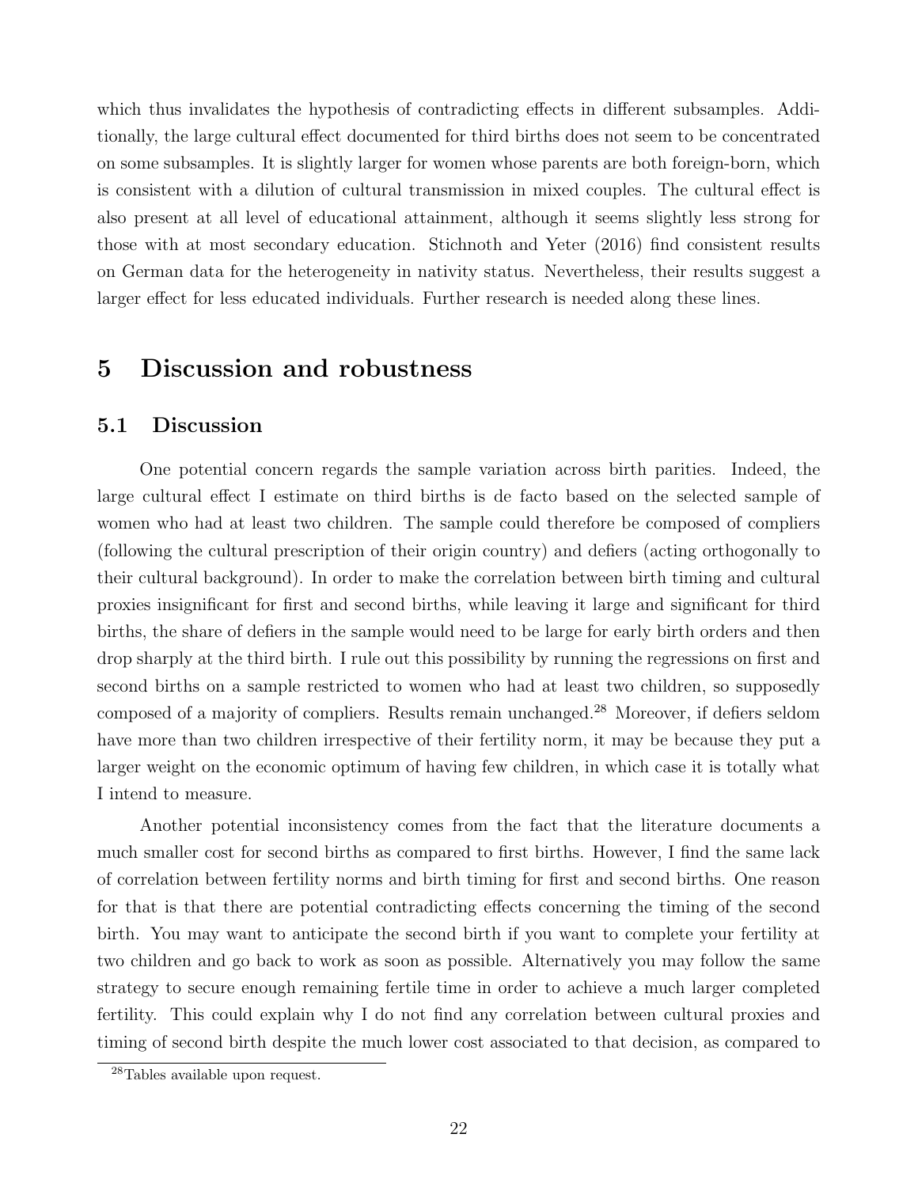which thus invalidates the hypothesis of contradicting effects in different subsamples. Additionally, the large cultural effect documented for third births does not seem to be concentrated on some subsamples. It is slightly larger for women whose parents are both foreign-born, which is consistent with a dilution of cultural transmission in mixed couples. The cultural effect is also present at all level of educational attainment, although it seems slightly less strong for those with at most secondary education. Stichnoth and Yeter (2016) find consistent results on German data for the heterogeneity in nativity status. Nevertheless, their results suggest a larger effect for less educated individuals. Further research is needed along these lines.

# 5 Discussion and robustness

## 5.1 Discussion

One potential concern regards the sample variation across birth parities. Indeed, the large cultural effect I estimate on third births is de facto based on the selected sample of women who had at least two children. The sample could therefore be composed of compliers (following the cultural prescription of their origin country) and defiers (acting orthogonally to their cultural background). In order to make the correlation between birth timing and cultural proxies insignificant for first and second births, while leaving it large and significant for third births, the share of defiers in the sample would need to be large for early birth orders and then drop sharply at the third birth. I rule out this possibility by running the regressions on first and second births on a sample restricted to women who had at least two children, so supposedly composed of a majority of compliers. Results remain unchanged.[28] Moreover, if defiers seldom have more than two children irrespective of their fertility norm, it may be because they put a larger weight on the economic optimum of having few children, in which case it is totally what I intend to measure.

Another potential inconsistency comes from the fact that the literature documents a much smaller cost for second births as compared to first births. However, I find the same lack of correlation between fertility norms and birth timing for first and second births. One reason for that is that there are potential contradicting effects concerning the timing of the second birth. You may want to anticipate the second birth if you want to complete your fertility at two children and go back to work as soon as possible. Alternatively you may follow the same strategy to secure enough remaining fertile time in order to achieve a much larger completed fertility. This could explain why I do not find any correlation between cultural proxies and timing of second birth despite the much lower cost associated to that decision, as compared to

[28] Tables available upon request.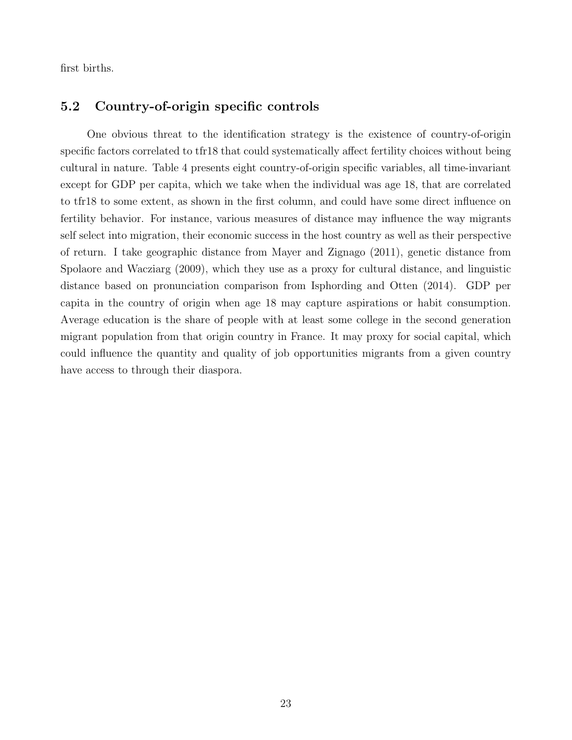first births.

## 5.2 Country-of-origin specific controls

One obvious threat to the identification strategy is the existence of country-of-origin specific factors correlated to tfr18 that could systematically affect fertility choices without being cultural in nature. Table 4 presents eight country-of-origin specific variables, all time-invariant except for GDP per capita, which we take when the individual was age 18, that are correlated to tfr18 to some extent, as shown in the first column, and could have some direct influence on fertility behavior. For instance, various measures of distance may influence the way migrants self select into migration, their economic success in the host country as well as their perspective of return. I take geographic distance from Mayer and Zignago (2011), genetic distance from Spolaore and Wacziarg (2009), which they use as a proxy for cultural distance, and linguistic distance based on pronunciation comparison from Isphording and Otten (2014). GDP per capita in the country of origin when age 18 may capture aspirations or habit consumption. Average education is the share of people with at least some college in the second generation migrant population from that origin country in France. It may proxy for social capital, which could influence the quantity and quality of job opportunities migrants from a given country have access to through their diaspora.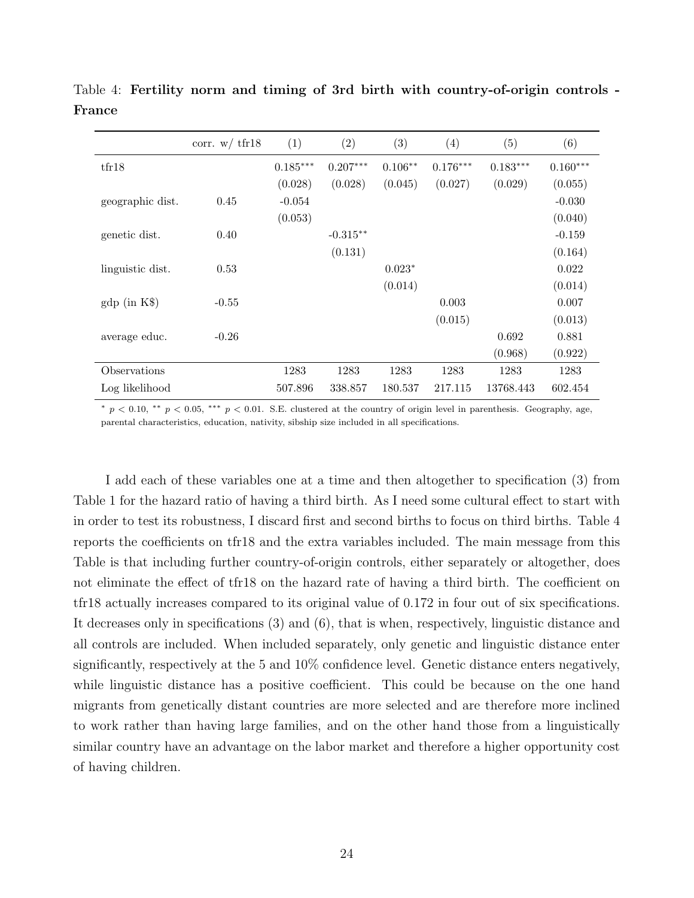Table 4: **Fertility norm and timing of 3rd birth with country-of-origin controls - France**

| | corr. w/ tfr18 | (1) | (2) | (3) | (4) | (5) | (6) |
|---|---|---|---|---|---|---|---|
| tfr18 | | 0.185*** | 0.207*** | 0.106** | 0.176*** | 0.183*** | 0.160*** |
| | | (0.028) | (0.028) | (0.045) | (0.027) | (0.029) | (0.055) |
| geographic dist. | 0.45 | -0.054 | | | | | -0.030 |
| | | (0.053) | | | | | (0.040) |
| genetic dist. | 0.40 | | -0.315** | | | | -0.159 |
| | | | (0.131) | | | | (0.164) |
| linguistic dist. | 0.53 | | | 0.023* | | | 0.022 |
| | | | | (0.014) | | | (0.014) |
| gdp (in K$) | -0.55 | | | | 0.003 | | 0.007 |
| | | | | | (0.015) | | (0.013) |
| average educ. | -0.26 | | | | | 0.692 | 0.881 |
| | | | | | | (0.968) | (0.922) |
| Observations | | 1283 | 1283 | 1283 | 1283 | 1283 | 1283 |
| Log likelihood | | 507.896 | 338.857 | 180.537 | 217.115 | 13768.443 | 602.454 |

* $p < 0.10$, ** $p < 0.05$, *** $p < 0.01$. S.E. clustered at the country of origin level in parenthesis. Geography, age, parental characteristics, education, nativity, sibship size included in all specifications.

I add each of these variables one at a time and then altogether to specification (3) from Table 1 for the hazard ratio of having a third birth. As I need some cultural effect to start with in order to test its robustness, I discard first and second births to focus on third births. Table 4 reports the coefficients on tfr18 and the extra variables included. The main message from this Table is that including further country-of-origin controls, either separately or altogether, does not eliminate the effect of tfr18 on the hazard rate of having a third birth. The coefficient on tfr18 actually increases compared to its original value of 0.172 in four out of six specifications. It decreases only in specifications (3) and (6), that is when, respectively, linguistic distance and all controls are included. When included separately, only genetic and linguistic distance enter significantly, respectively at the 5 and 10% confidence level. Genetic distance enters negatively, while linguistic distance has a positive coefficient. This could be because on the one hand migrants from genetically distant countries are more selected and are therefore more inclined to work rather than having large families, and on the other hand those from a linguistically similar country have an advantage on the labor market and therefore a higher opportunity cost of having children.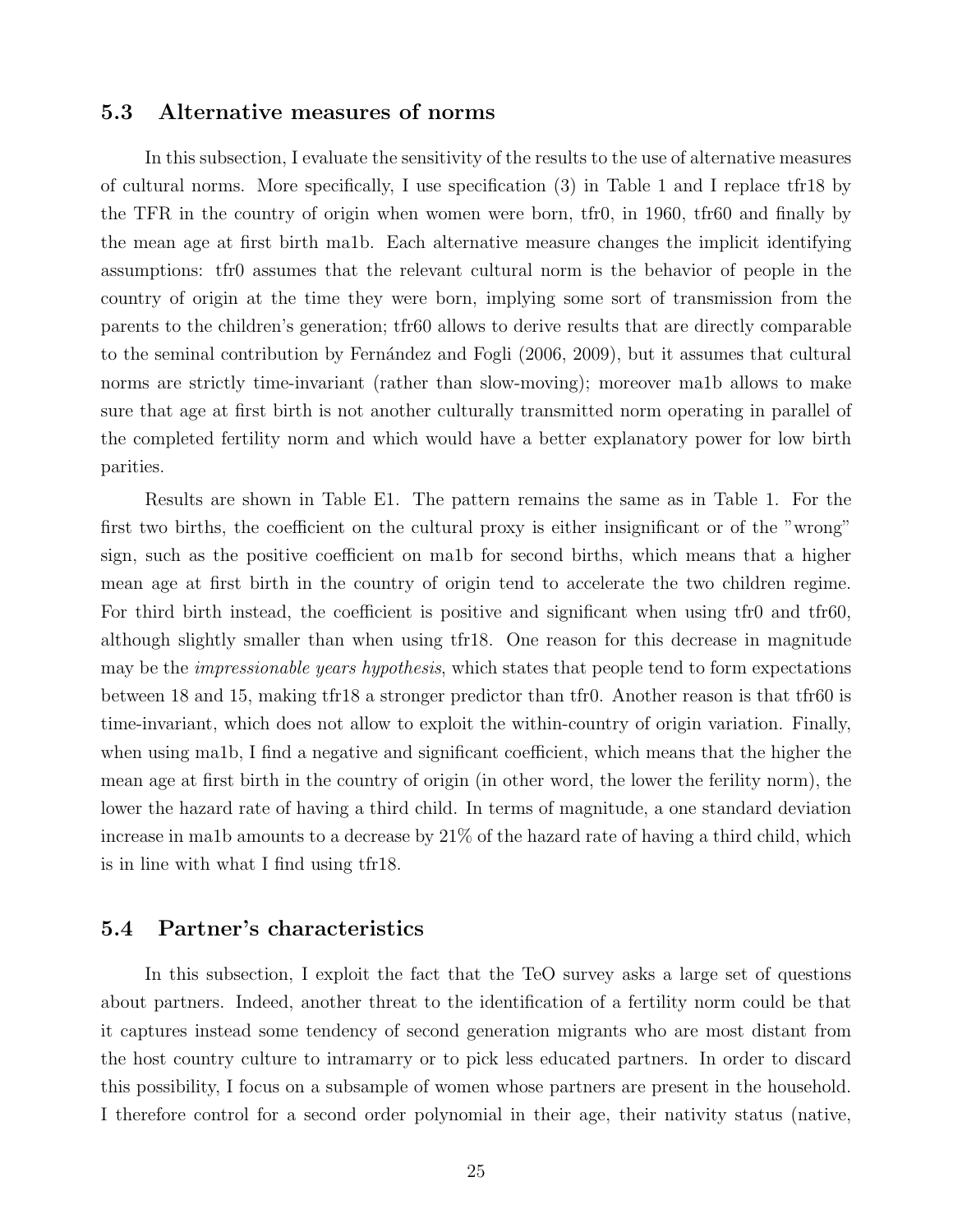### 5.3 Alternative measures of norms

In this subsection, I evaluate the sensitivity of the results to the use of alternative measures of cultural norms. More specifically, I use specification (3) in Table 1 and I replace tfr18 by the TFR in the country of origin when women were born, tfr0, in 1960, tfr60 and finally by the mean age at first birth ma1b. Each alternative measure changes the implicit identifying assumptions: tfr0 assumes that the relevant cultural norm is the behavior of people in the country of origin at the time they were born, implying some sort of transmission from the parents to the children's generation; tfr60 allows to derive results that are directly comparable to the seminal contribution by Fernández and Fogli (2006, 2009), but it assumes that cultural norms are strictly time-invariant (rather than slow-moving); moreover ma1b allows to make sure that age at first birth is not another culturally transmitted norm operating in parallel of the completed fertility norm and which would have a better explanatory power for low birth parities.

Results are shown in Table E1. The pattern remains the same as in Table 1. For the first two births, the coefficient on the cultural proxy is either insignificant or of the "wrong" sign, such as the positive coefficient on ma1b for second births, which means that a higher mean age at first birth in the country of origin tend to accelerate the two children regime. For third birth instead, the coefficient is positive and significant when using tfr0 and tfr60, although slightly smaller than when using tfr18. One reason for this decrease in magnitude may be the *impressionable years hypothesis*, which states that people tend to form expectations between 18 and 15, making tfr18 a stronger predictor than tfr0. Another reason is that tfr60 is time-invariant, which does not allow to exploit the within-country of origin variation. Finally, when using ma1b, I find a negative and significant coefficient, which means that the higher the mean age at first birth in the country of origin (in other word, the lower the ferility norm), the lower the hazard rate of having a third child. In terms of magnitude, a one standard deviation increase in ma1b amounts to a decrease by 21% of the hazard rate of having a third child, which is in line with what I find using tfr18.

### 5.4 Partner's characteristics

In this subsection, I exploit the fact that the TeO survey asks a large set of questions about partners. Indeed, another threat to the identification of a fertility norm could be that it captures instead some tendency of second generation migrants who are most distant from the host country culture to intramarry or to pick less educated partners. In order to discard this possibility, I focus on a subsample of women whose partners are present in the household. I therefore control for a second order polynomial in their age, their nativity status (native,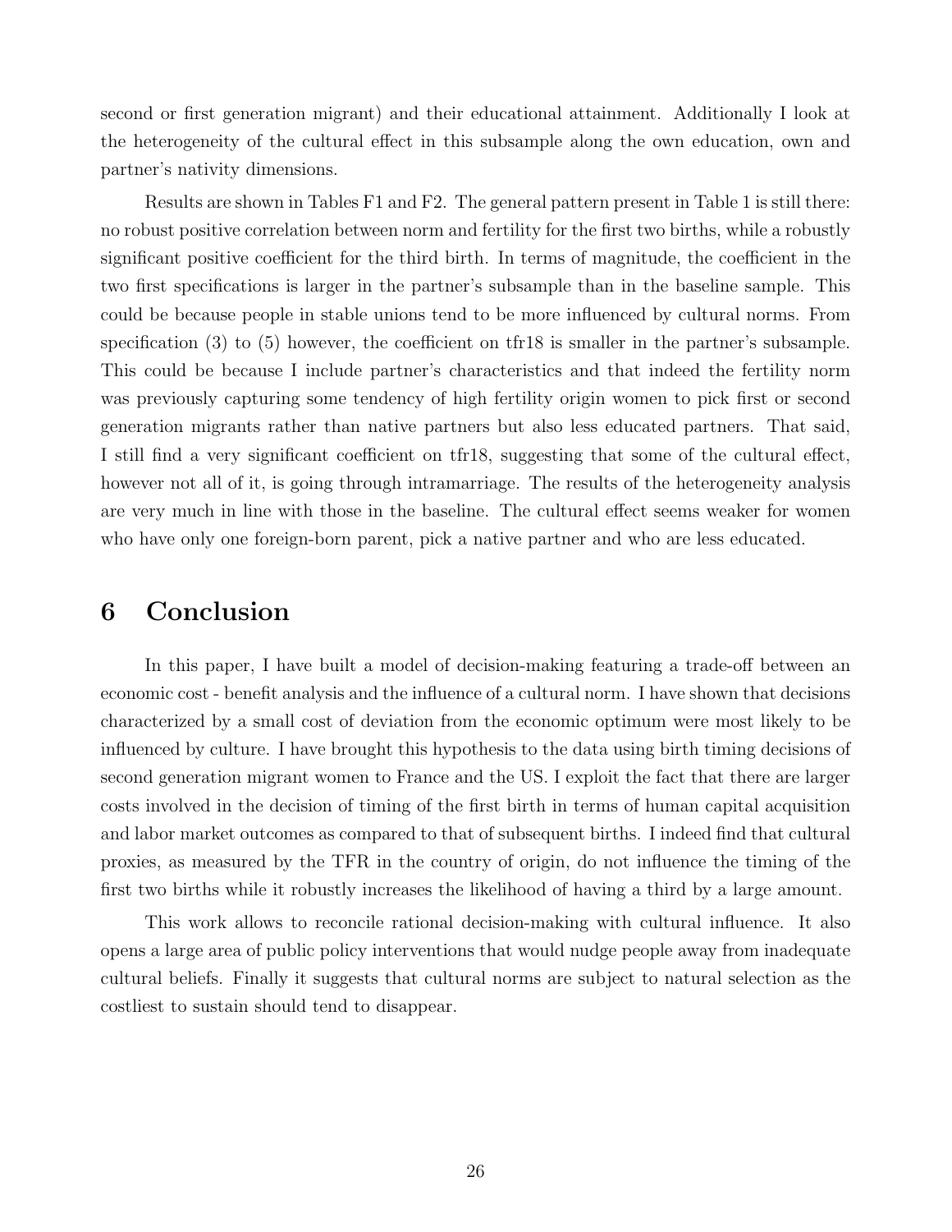second or first generation migrant) and their educational attainment. Additionally I look at the heterogeneity of the cultural effect in this subsample along the own education, own and partner's nativity dimensions.

Results are shown in Tables F1 and F2. The general pattern present in Table 1 is still there: no robust positive correlation between norm and fertility for the first two births, while a robustly significant positive coefficient for the third birth. In terms of magnitude, the coefficient in the two first specifications is larger in the partner's subsample than in the baseline sample. This could be because people in stable unions tend to be more influenced by cultural norms. From specification (3) to (5) however, the coefficient on tfr18 is smaller in the partner's subsample. This could be because I include partner's characteristics and that indeed the fertility norm was previously capturing some tendency of high fertility origin women to pick first or second generation migrants rather than native partners but also less educated partners. That said, I still find a very significant coefficient on tfr18, suggesting that some of the cultural effect, however not all of it, is going through intramarriage. The results of the heterogeneity analysis are very much in line with those in the baseline. The cultural effect seems weaker for women who have only one foreign-born parent, pick a native partner and who are less educated.

# 6 Conclusion

In this paper, I have built a model of decision-making featuring a trade-off between an economic cost - benefit analysis and the influence of a cultural norm. I have shown that decisions characterized by a small cost of deviation from the economic optimum were most likely to be influenced by culture. I have brought this hypothesis to the data using birth timing decisions of second generation migrant women to France and the US. I exploit the fact that there are larger costs involved in the decision of timing of the first birth in terms of human capital acquisition and labor market outcomes as compared to that of subsequent births. I indeed find that cultural proxies, as measured by the TFR in the country of origin, do not influence the timing of the first two births while it robustly increases the likelihood of having a third by a large amount.

This work allows to reconcile rational decision-making with cultural influence. It also opens a large area of public policy interventions that would nudge people away from inadequate cultural beliefs. Finally it suggests that cultural norms are subject to natural selection as the costliest to sustain should tend to disappear.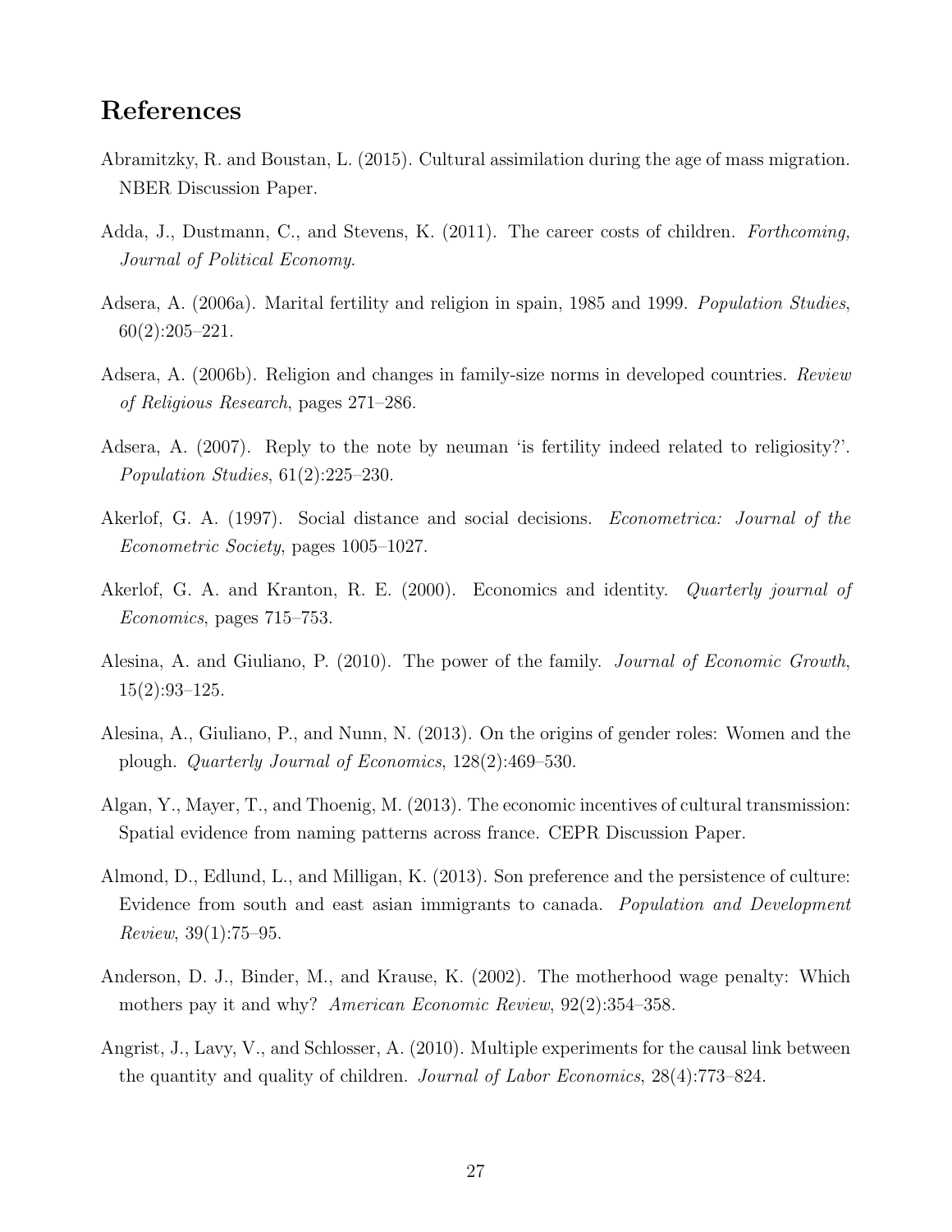# References

Abramitzky, R. and Boustan, L. (2015). Cultural assimilation during the age of mass migration. NBER Discussion Paper.

Adda, J., Dustmann, C., and Stevens, K. (2011). The career costs of children. *Forthcoming, Journal of Political Economy*.

Adsera, A. (2006a). Marital fertility and religion in spain, 1985 and 1999. *Population Studies*, 60(2):205–221.

Adsera, A. (2006b). Religion and changes in family-size norms in developed countries. *Review of Religious Research*, pages 271–286.

Adsera, A. (2007). Reply to the note by neuman 'is fertility indeed related to religiosity?'. *Population Studies*, 61(2):225–230.

Akerlof, G. A. (1997). Social distance and social decisions. *Econometrica: Journal of the Econometric Society*, pages 1005–1027.

Akerlof, G. A. and Kranton, R. E. (2000). Economics and identity. *Quarterly journal of Economics*, pages 715–753.

Alesina, A. and Giuliano, P. (2010). The power of the family. *Journal of Economic Growth*, 15(2):93–125.

Alesina, A., Giuliano, P., and Nunn, N. (2013). On the origins of gender roles: Women and the plough. *Quarterly Journal of Economics*, 128(2):469–530.

Algan, Y., Mayer, T., and Thoenig, M. (2013). The economic incentives of cultural transmission: Spatial evidence from naming patterns across france. CEPR Discussion Paper.

Almond, D., Edlund, L., and Milligan, K. (2013). Son preference and the persistence of culture: Evidence from south and east asian immigrants to canada. *Population and Development Review*, 39(1):75–95.

Anderson, D. J., Binder, M., and Krause, K. (2002). The motherhood wage penalty: Which mothers pay it and why? *American Economic Review*, 92(2):354–358.

Angrist, J., Lavy, V., and Schlosser, A. (2010). Multiple experiments for the causal link between the quantity and quality of children. *Journal of Labor Economics*, 28(4):773–824.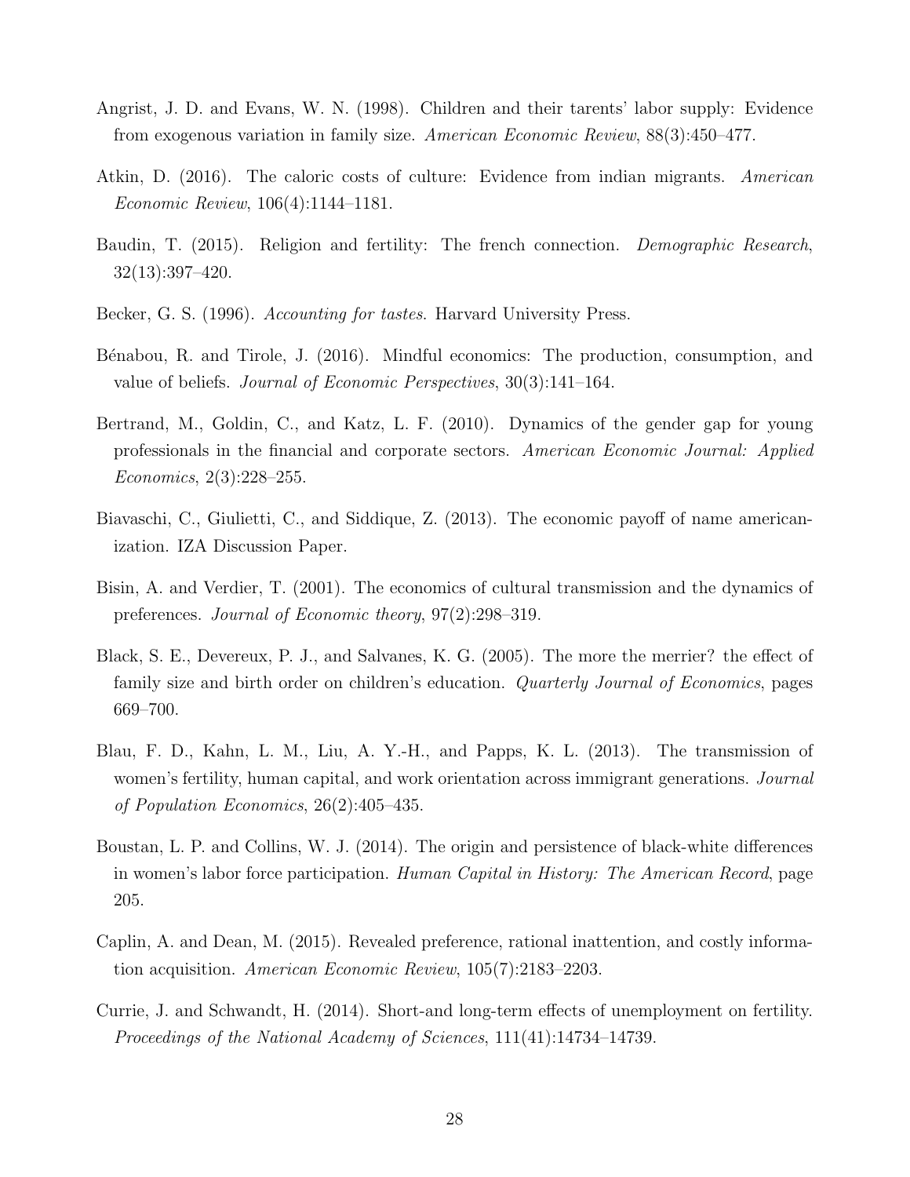Angrist, J. D. and Evans, W. N. (1998). Children and their tarents' labor supply: Evidence from exogenous variation in family size. *American Economic Review*, 88(3):450–477.

Atkin, D. (2016). The caloric costs of culture: Evidence from indian migrants. *American Economic Review*, 106(4):1144–1181.

Baudin, T. (2015). Religion and fertility: The french connection. *Demographic Research*, 32(13):397–420.

Becker, G. S. (1996). *Accounting for tastes*. Harvard University Press.

Bénabou, R. and Tirole, J. (2016). Mindful economics: The production, consumption, and value of beliefs. *Journal of Economic Perspectives*, 30(3):141–164.

Bertrand, M., Goldin, C., and Katz, L. F. (2010). Dynamics of the gender gap for young professionals in the financial and corporate sectors. *American Economic Journal: Applied Economics*, 2(3):228–255.

Biavaschi, C., Giulietti, C., and Siddique, Z. (2013). The economic payoff of name americanization. IZA Discussion Paper.

Bisin, A. and Verdier, T. (2001). The economics of cultural transmission and the dynamics of preferences. *Journal of Economic theory*, 97(2):298–319.

Black, S. E., Devereux, P. J., and Salvanes, K. G. (2005). The more the merrier? the effect of family size and birth order on children's education. *Quarterly Journal of Economics*, pages 669–700.

Blau, F. D., Kahn, L. M., Liu, A. Y.-H., and Papps, K. L. (2013). The transmission of women's fertility, human capital, and work orientation across immigrant generations. *Journal of Population Economics*, 26(2):405–435.

Boustan, L. P. and Collins, W. J. (2014). The origin and persistence of black-white differences in women's labor force participation. *Human Capital in History: The American Record*, page 205.

Caplin, A. and Dean, M. (2015). Revealed preference, rational inattention, and costly information acquisition. *American Economic Review*, 105(7):2183–2203.

Currie, J. and Schwandt, H. (2014). Short-and long-term effects of unemployment on fertility. *Proceedings of the National Academy of Sciences*, 111(41):14734–14739.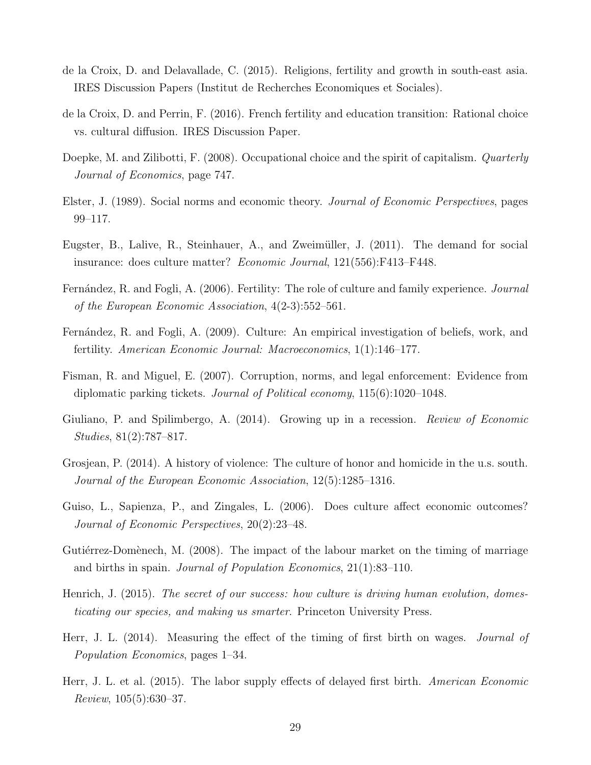de la Croix, D. and Delavallade, C. (2015). Religions, fertility and growth in south-east asia. IRES Discussion Papers (Institut de Recherches Economiques et Sociales).

de la Croix, D. and Perrin, F. (2016). French fertility and education transition: Rational choice vs. cultural diffusion. IRES Discussion Paper.

Doepke, M. and Zilibotti, F. (2008). Occupational choice and the spirit of capitalism. *Quarterly Journal of Economics*, page 747.

Elster, J. (1989). Social norms and economic theory. *Journal of Economic Perspectives*, pages 99–117.

Eugster, B., Lalive, R., Steinhauer, A., and Zweimüller, J. (2011). The demand for social insurance: does culture matter? *Economic Journal*, 121(556):F413–F448.

Fernández, R. and Fogli, A. (2006). Fertility: The role of culture and family experience. *Journal of the European Economic Association*, 4(2-3):552–561.

Fernández, R. and Fogli, A. (2009). Culture: An empirical investigation of beliefs, work, and fertility. *American Economic Journal: Macroeconomics*, 1(1):146–177.

Fisman, R. and Miguel, E. (2007). Corruption, norms, and legal enforcement: Evidence from diplomatic parking tickets. *Journal of Political economy*, 115(6):1020–1048.

Giuliano, P. and Spilimbergo, A. (2014). Growing up in a recession. *Review of Economic Studies*, 81(2):787–817.

Grosjean, P. (2014). A history of violence: The culture of honor and homicide in the u.s. south. *Journal of the European Economic Association*, 12(5):1285–1316.

Guiso, L., Sapienza, P., and Zingales, L. (2006). Does culture affect economic outcomes? *Journal of Economic Perspectives*, 20(2):23–48.

Gutiérrez-Domènech, M. (2008). The impact of the labour market on the timing of marriage and births in spain. *Journal of Population Economics*, 21(1):83–110.

Henrich, J. (2015). *The secret of our success: how culture is driving human evolution, domesticating our species, and making us smarter*. Princeton University Press.

Herr, J. L. (2014). Measuring the effect of the timing of first birth on wages. *Journal of Population Economics*, pages 1–34.

Herr, J. L. et al. (2015). The labor supply effects of delayed first birth. *American Economic Review*, 105(5):630–37.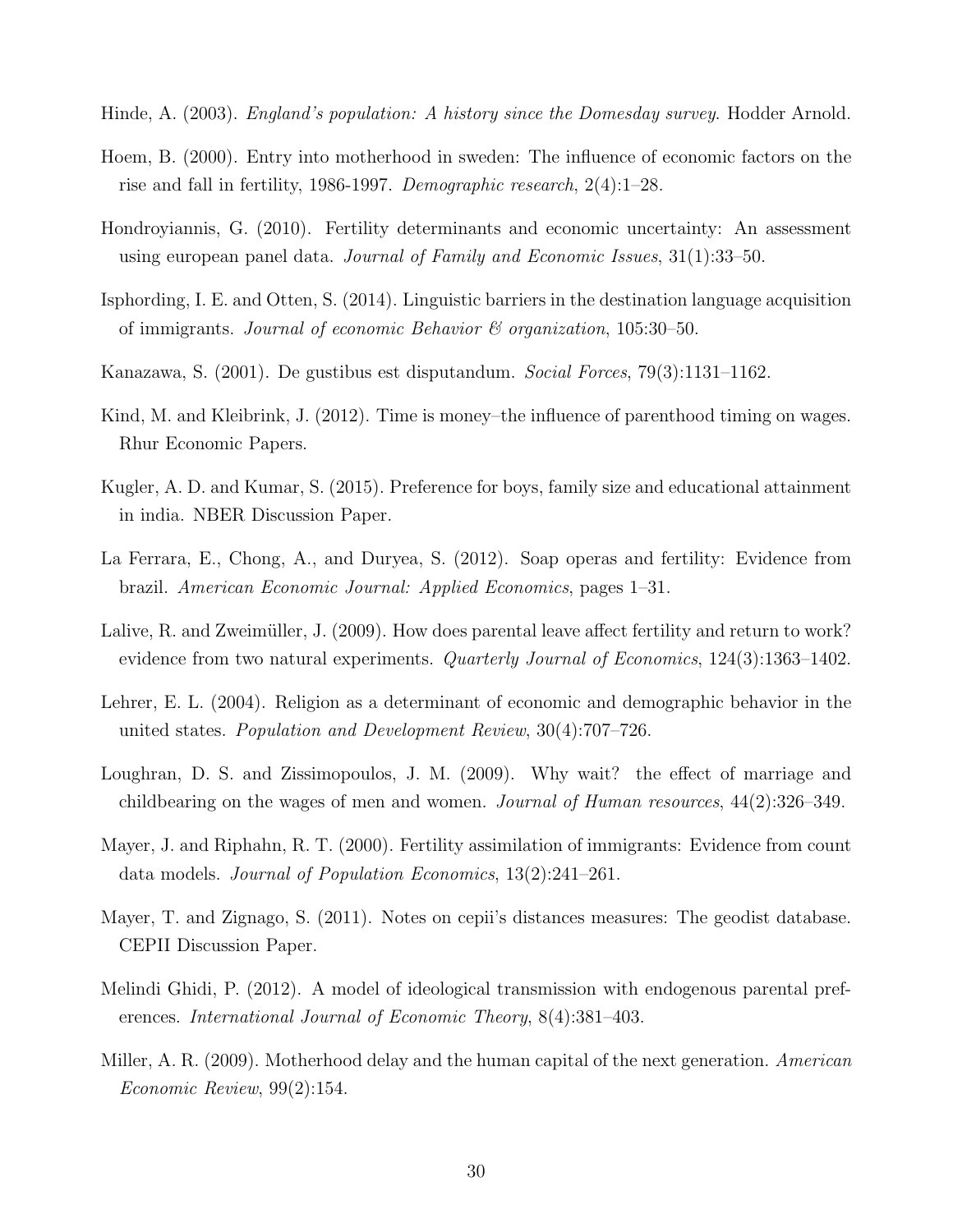Hinde, A. (2003). *England's population: A history since the Domesday survey*. Hodder Arnold.

Hoem, B. (2000). Entry into motherhood in sweden: The influence of economic factors on the rise and fall in fertility, 1986-1997. *Demographic research*, 2(4):1–28.

Hondroyiannis, G. (2010). Fertility determinants and economic uncertainty: An assessment using european panel data. *Journal of Family and Economic Issues*, 31(1):33–50.

Isphording, I. E. and Otten, S. (2014). Linguistic barriers in the destination language acquisition of immigrants. *Journal of economic Behavior & organization*, 105:30–50.

Kanazawa, S. (2001). De gustibus est disputandum. *Social Forces*, 79(3):1131–1162.

Kind, M. and Kleibrink, J. (2012). Time is money–the influence of parenthood timing on wages. Rhur Economic Papers.

Kugler, A. D. and Kumar, S. (2015). Preference for boys, family size and educational attainment in india. NBER Discussion Paper.

La Ferrara, E., Chong, A., and Duryea, S. (2012). Soap operas and fertility: Evidence from brazil. *American Economic Journal: Applied Economics*, pages 1–31.

Lalive, R. and Zweimüller, J. (2009). How does parental leave affect fertility and return to work? evidence from two natural experiments. *Quarterly Journal of Economics*, 124(3):1363–1402.

Lehrer, E. L. (2004). Religion as a determinant of economic and demographic behavior in the united states. *Population and Development Review*, 30(4):707–726.

Loughran, D. S. and Zissimopoulos, J. M. (2009). Why wait? the effect of marriage and childbearing on the wages of men and women. *Journal of Human resources*, 44(2):326–349.

Mayer, J. and Riphahn, R. T. (2000). Fertility assimilation of immigrants: Evidence from count data models. *Journal of Population Economics*, 13(2):241–261.

Mayer, T. and Zignago, S. (2011). Notes on cepii's distances measures: The geodist database. CEPII Discussion Paper.

Melindi Ghidi, P. (2012). A model of ideological transmission with endogenous parental preferences. *International Journal of Economic Theory*, 8(4):381–403.

Miller, A. R. (2009). Motherhood delay and the human capital of the next generation. *American Economic Review*, 99(2):154.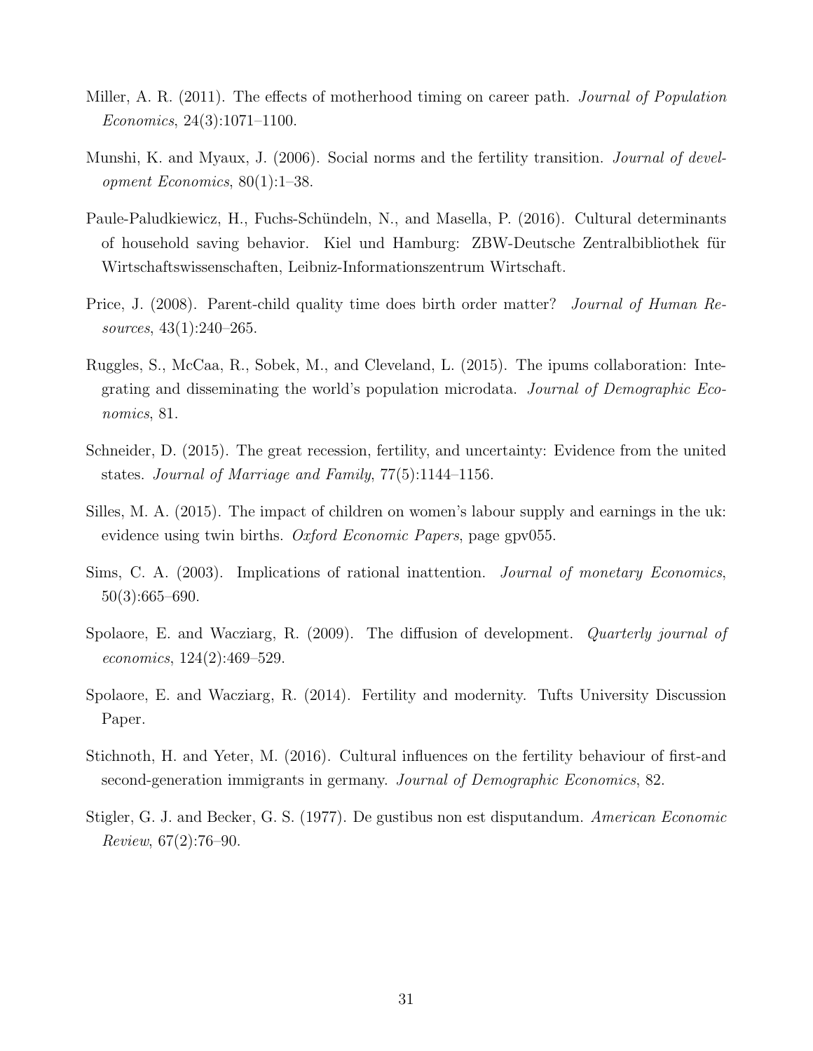Miller, A. R. (2011). The effects of motherhood timing on career path. *Journal of Population Economics*, 24(3):1071–1100.

Munshi, K. and Myaux, J. (2006). Social norms and the fertility transition. *Journal of development Economics*, 80(1):1–38.

Paule-Paludkiewicz, H., Fuchs-Schündeln, N., and Masella, P. (2016). Cultural determinants of household saving behavior. Kiel und Hamburg: ZBW-Deutsche Zentralbibliothek für Wirtschaftswissenschaften, Leibniz-Informationszentrum Wirtschaft.

Price, J. (2008). Parent-child quality time does birth order matter? *Journal of Human Resources*, 43(1):240–265.

Ruggles, S., McCaa, R., Sobek, M., and Cleveland, L. (2015). The ipums collaboration: Integrating and disseminating the world's population microdata. *Journal of Demographic Economics*, 81.

Schneider, D. (2015). The great recession, fertility, and uncertainty: Evidence from the united states. *Journal of Marriage and Family*, 77(5):1144–1156.

Silles, M. A. (2015). The impact of children on women's labour supply and earnings in the uk: evidence using twin births. *Oxford Economic Papers*, page gpv055.

Sims, C. A. (2003). Implications of rational inattention. *Journal of monetary Economics*, 50(3):665–690.

Spolaore, E. and Wacziarg, R. (2009). The diffusion of development. *Quarterly journal of economics*, 124(2):469–529.

Spolaore, E. and Wacziarg, R. (2014). Fertility and modernity. Tufts University Discussion Paper.

Stichnoth, H. and Yeter, M. (2016). Cultural influences on the fertility behaviour of first-and second-generation immigrants in germany. *Journal of Demographic Economics*, 82.

Stigler, G. J. and Becker, G. S. (1977). De gustibus non est disputandum. *American Economic Review*, 67(2):76–90.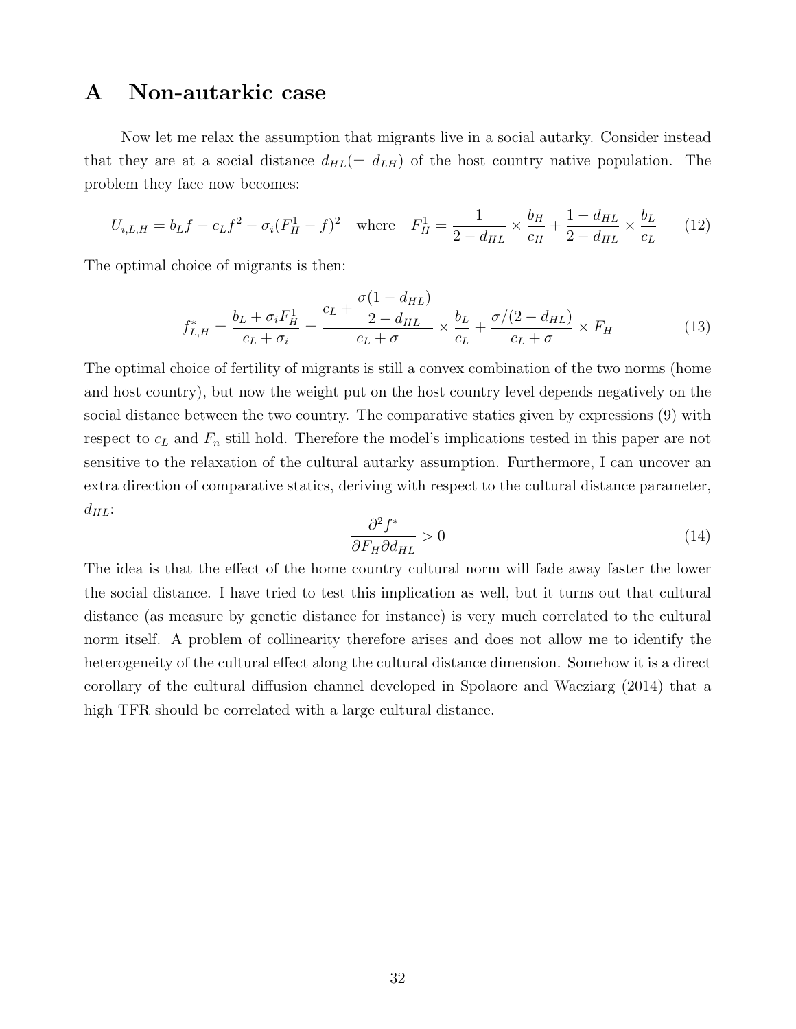# A Non-autarkic case

Now let me relax the assumption that migrants live in a social autarky. Consider instead that they are at a social distance $d_{HL}(= d_{LH})$ of the host country native population. The problem they face now becomes:

$$U_{i,L,H} = b_L f - c_L f^2 - \sigma_i (F_H^1 - f)^2 \quad \text{where} \quad F_H^1 = \frac{1}{2 - d_{HL}} \times \frac{b_H}{c_H} + \frac{1 - d_{HL}}{2 - d_{HL}} \times \frac{b_L}{c_L} \tag{12}$$

The optimal choice of migrants is then:

$$f^*_{L,H} = \frac{b_L + \sigma_i F_H^1}{c_L + \sigma_i} = \frac{c_L + \dfrac{\sigma(1 - d_{HL})}{2 - d_{HL}}}{c_L + \sigma} \times \frac{b_L}{c_L} + \frac{\sigma/(2 - d_{HL})}{c_L + \sigma} \times F_H \tag{13}$$

The optimal choice of fertility of migrants is still a convex combination of the two norms (home and host country), but now the weight put on the host country level depends negatively on the social distance between the two country. The comparative statics given by expressions (9) with respect to $c_L$ and $F_n$ still hold. Therefore the model's implications tested in this paper are not sensitive to the relaxation of the cultural autarky assumption. Furthermore, I can uncover an extra direction of comparative statics, deriving with respect to the cultural distance parameter, $d_{HL}$:

$$\frac{\partial^2 f^*}{\partial F_H \partial d_{HL}} > 0 \tag{14}$$

The idea is that the effect of the home country cultural norm will fade away faster the lower the social distance. I have tried to test this implication as well, but it turns out that cultural distance (as measure by genetic distance for instance) is very much correlated to the cultural norm itself. A problem of collinearity therefore arises and does not allow me to identify the heterogeneity of the cultural effect along the cultural distance dimension. Somehow it is a direct corollary of the cultural diffusion channel developed in Spolaore and Wacziarg (2014) that a high TFR should be correlated with a large cultural distance.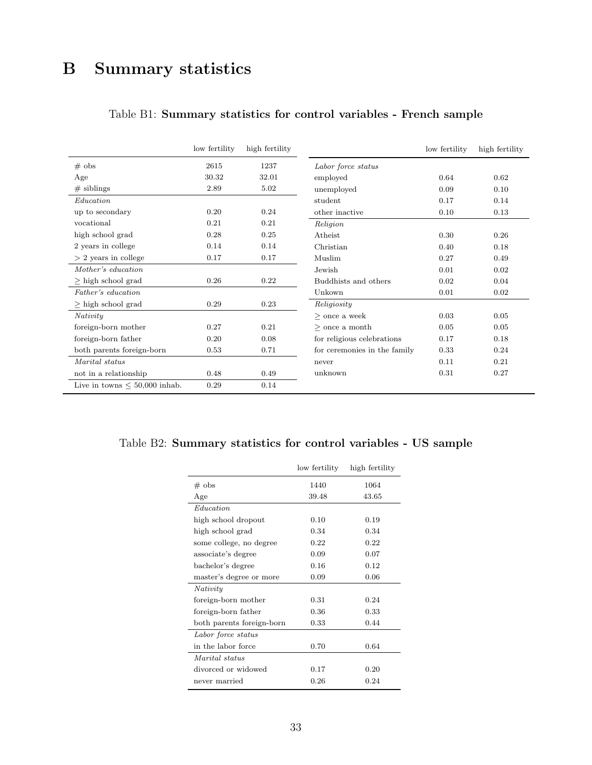# B Summary statistics

Table B1: **Summary statistics for control variables - French sample**

| | low fertility | high fertility |
|---|---|---|
| # obs | 2615 | 1237 |
| Age | 30.32 | 32.01 |
| # siblings | 2.89 | 5.02 |
| *Education* | | |
| up to secondary | 0.20 | 0.24 |
| vocational | 0.21 | 0.21 |
| high school grad | 0.28 | 0.25 |
| 2 years in college | 0.14 | 0.14 |
| > 2 years in college | 0.17 | 0.17 |
| *Mother's education* | | |
| $\geq$ high school grad | 0.26 | 0.22 |
| *Father's education* | | |
| $\geq$ high school grad | 0.29 | 0.23 |
| *Nativity* | | |
| foreign-born mother | 0.27 | 0.21 |
| foreign-born father | 0.20 | 0.08 |
| both parents foreign-born | 0.53 | 0.71 |
| *Marital status* | | |
| not in a relationship | 0.48 | 0.49 |
| Live in towns $\leq$ 50,000 inhab. | 0.29 | 0.14 |
| *Labor force status* | | |
| employed | 0.64 | 0.62 |
| unemployed | 0.09 | 0.10 |
| student | 0.17 | 0.14 |
| other inactive | 0.10 | 0.13 |
| *Religion* | | |
| Atheist | 0.30 | 0.26 |
| Christian | 0.40 | 0.18 |
| Muslim | 0.27 | 0.49 |
| Jewish | 0.01 | 0.02 |
| Buddhists and others | 0.02 | 0.04 |
| Unkown | 0.01 | 0.02 |
| *Religiosity* | | |
| $\geq$ once a week | 0.03 | 0.05 |
| $\geq$ once a month | 0.05 | 0.05 |
| for religious celebrations | 0.17 | 0.18 |
| for ceremonies in the family | 0.33 | 0.24 |
| never | 0.11 | 0.21 |
| unknown | 0.31 | 0.27 |

Table B2: **Summary statistics for control variables - US sample**

| | low fertility | high fertility |
|---|---|---|
| # obs | 1440 | 1064 |
| Age | 39.48 | 43.65 |
| *Education* | | |
| high school dropout | 0.10 | 0.19 |
| high school grad | 0.34 | 0.34 |
| some college, no degree | 0.22 | 0.22 |
| associate's degree | 0.09 | 0.07 |
| bachelor's degree | 0.16 | 0.12 |
| master's degree or more | 0.09 | 0.06 |
| *Nativity* | | |
| foreign-born mother | 0.31 | 0.24 |
| foreign-born father | 0.36 | 0.33 |
| both parents foreign-born | 0.33 | 0.44 |
| *Labor force status* | | |
| in the labor force | 0.70 | 0.64 |
| *Marital status* | | |
| divorced or widowed | 0.17 | 0.20 |
| never married | 0.26 | 0.24 |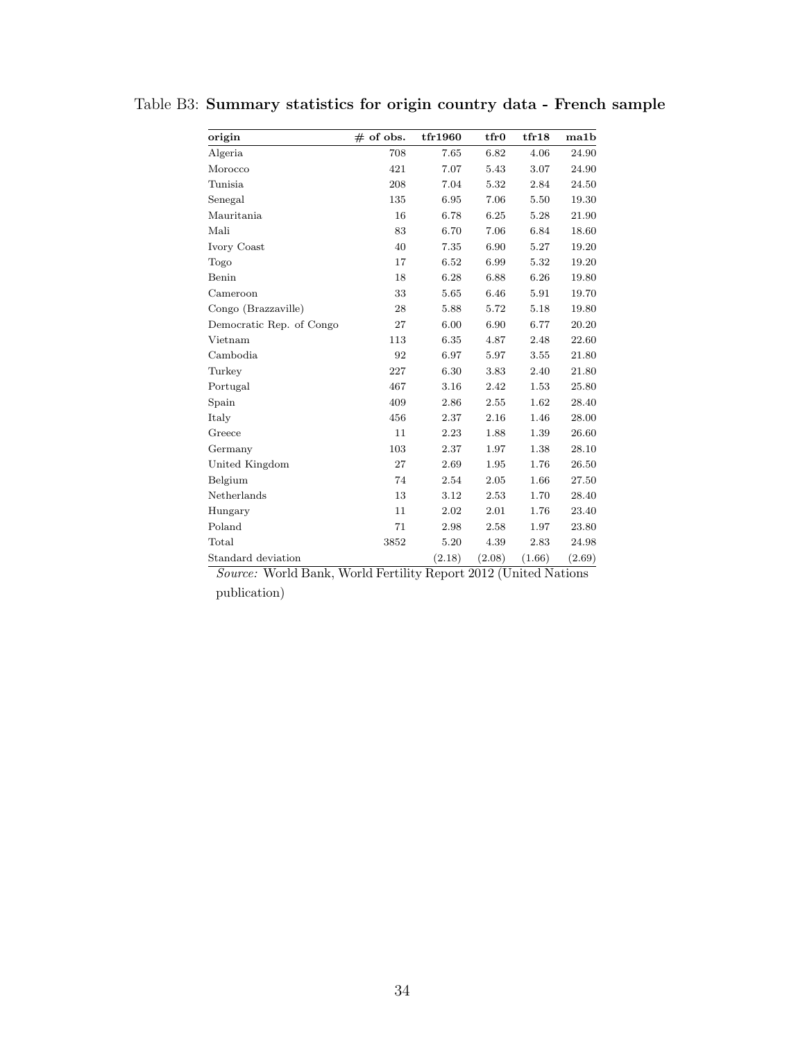Table B3: **Summary statistics for origin country data - French sample**

| origin | # of obs. | tfr1960 | tfr0 | tfr18 | ma1b |
|---|---|---|---|---|---|
| Algeria | 708 | 7.65 | 6.82 | 4.06 | 24.90 |
| Morocco | 421 | 7.07 | 5.43 | 3.07 | 24.90 |
| Tunisia | 208 | 7.04 | 5.32 | 2.84 | 24.50 |
| Senegal | 135 | 6.95 | 7.06 | 5.50 | 19.30 |
| Mauritania | 16 | 6.78 | 6.25 | 5.28 | 21.90 |
| Mali | 83 | 6.70 | 7.06 | 6.84 | 18.60 |
| Ivory Coast | 40 | 7.35 | 6.90 | 5.27 | 19.20 |
| Togo | 17 | 6.52 | 6.99 | 5.32 | 19.20 |
| Benin | 18 | 6.28 | 6.88 | 6.26 | 19.80 |
| Cameroon | 33 | 5.65 | 6.46 | 5.91 | 19.70 |
| Congo (Brazzaville) | 28 | 5.88 | 5.72 | 5.18 | 19.80 |
| Democratic Rep. of Congo | 27 | 6.00 | 6.90 | 6.77 | 20.20 |
| Vietnam | 113 | 6.35 | 4.87 | 2.48 | 22.60 |
| Cambodia | 92 | 6.97 | 5.97 | 3.55 | 21.80 |
| Turkey | 227 | 6.30 | 3.83 | 2.40 | 21.80 |
| Portugal | 467 | 3.16 | 2.42 | 1.53 | 25.80 |
| Spain | 409 | 2.86 | 2.55 | 1.62 | 28.40 |
| Italy | 456 | 2.37 | 2.16 | 1.46 | 28.00 |
| Greece | 11 | 2.23 | 1.88 | 1.39 | 26.60 |
| Germany | 103 | 2.37 | 1.97 | 1.38 | 28.10 |
| United Kingdom | 27 | 2.69 | 1.95 | 1.76 | 26.50 |
| Belgium | 74 | 2.54 | 2.05 | 1.66 | 27.50 |
| Netherlands | 13 | 3.12 | 2.53 | 1.70 | 28.40 |
| Hungary | 11 | 2.02 | 2.01 | 1.76 | 23.40 |
| Poland | 71 | 2.98 | 2.58 | 1.97 | 23.80 |
| Total | 3852 | 5.20 | 4.39 | 2.83 | 24.98 |
| Standard deviation | | (2.18) | (2.08) | (1.66) | (2.69) |

*Source:* World Bank, World Fertility Report 2012 (United Nations publication)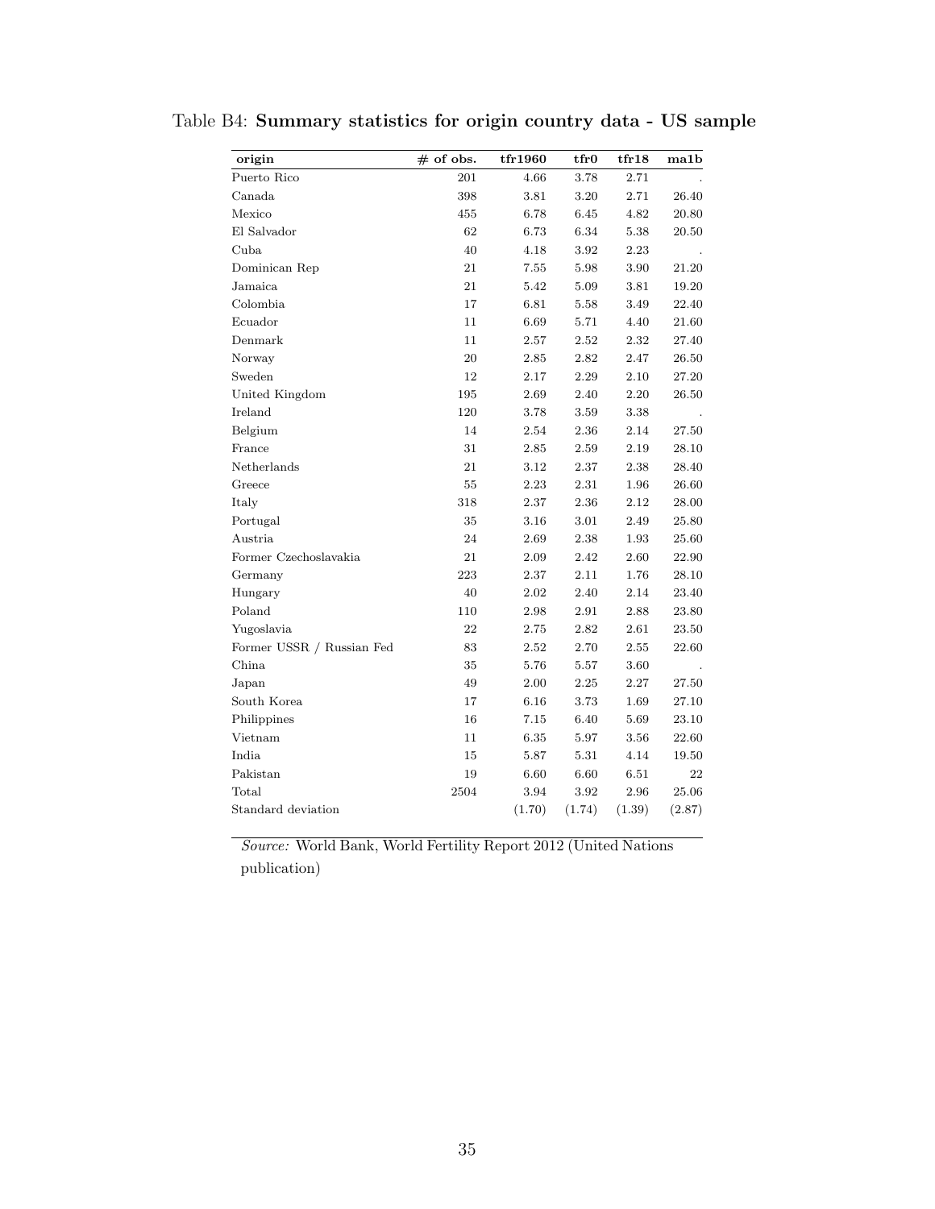Table B4: **Summary statistics for origin country data - US sample**

| origin | # of obs. | tfr1960 | tfr0 | tfr18 | ma1b |
|---|---|---|---|---|---|
| Puerto Rico | 201 | 4.66 | 3.78 | 2.71 | . |
| Canada | 398 | 3.81 | 3.20 | 2.71 | 26.40 |
| Mexico | 455 | 6.78 | 6.45 | 4.82 | 20.80 |
| El Salvador | 62 | 6.73 | 6.34 | 5.38 | 20.50 |
| Cuba | 40 | 4.18 | 3.92 | 2.23 | . |
| Dominican Rep | 21 | 7.55 | 5.98 | 3.90 | 21.20 |
| Jamaica | 21 | 5.42 | 5.09 | 3.81 | 19.20 |
| Colombia | 17 | 6.81 | 5.58 | 3.49 | 22.40 |
| Ecuador | 11 | 6.69 | 5.71 | 4.40 | 21.60 |
| Denmark | 11 | 2.57 | 2.52 | 2.32 | 27.40 |
| Norway | 20 | 2.85 | 2.82 | 2.47 | 26.50 |
| Sweden | 12 | 2.17 | 2.29 | 2.10 | 27.20 |
| United Kingdom | 195 | 2.69 | 2.40 | 2.20 | 26.50 |
| Ireland | 120 | 3.78 | 3.59 | 3.38 | . |
| Belgium | 14 | 2.54 | 2.36 | 2.14 | 27.50 |
| France | 31 | 2.85 | 2.59 | 2.19 | 28.10 |
| Netherlands | 21 | 3.12 | 2.37 | 2.38 | 28.40 |
| Greece | 55 | 2.23 | 2.31 | 1.96 | 26.60 |
| Italy | 318 | 2.37 | 2.36 | 2.12 | 28.00 |
| Portugal | 35 | 3.16 | 3.01 | 2.49 | 25.80 |
| Austria | 24 | 2.69 | 2.38 | 1.93 | 25.60 |
| Former Czechoslavakia | 21 | 2.09 | 2.42 | 2.60 | 22.90 |
| Germany | 223 | 2.37 | 2.11 | 1.76 | 28.10 |
| Hungary | 40 | 2.02 | 2.40 | 2.14 | 23.40 |
| Poland | 110 | 2.98 | 2.91 | 2.88 | 23.80 |
| Yugoslavia | 22 | 2.75 | 2.82 | 2.61 | 23.50 |
| Former USSR / Russian Fed | 83 | 2.52 | 2.70 | 2.55 | 22.60 |
| China | 35 | 5.76 | 5.57 | 3.60 | . |
| Japan | 49 | 2.00 | 2.25 | 2.27 | 27.50 |
| South Korea | 17 | 6.16 | 3.73 | 1.69 | 27.10 |
| Philippines | 16 | 7.15 | 6.40 | 5.69 | 23.10 |
| Vietnam | 11 | 6.35 | 5.97 | 3.56 | 22.60 |
| India | 15 | 5.87 | 5.31 | 4.14 | 19.50 |
| Pakistan | 19 | 6.60 | 6.60 | 6.51 | 22 |
| Total | 2504 | 3.94 | 3.92 | 2.96 | 25.06 |
| Standard deviation | | (1.70) | (1.74) | (1.39) | (2.87) |

*Source:* World Bank, World Fertility Report 2012 (United Nations publication)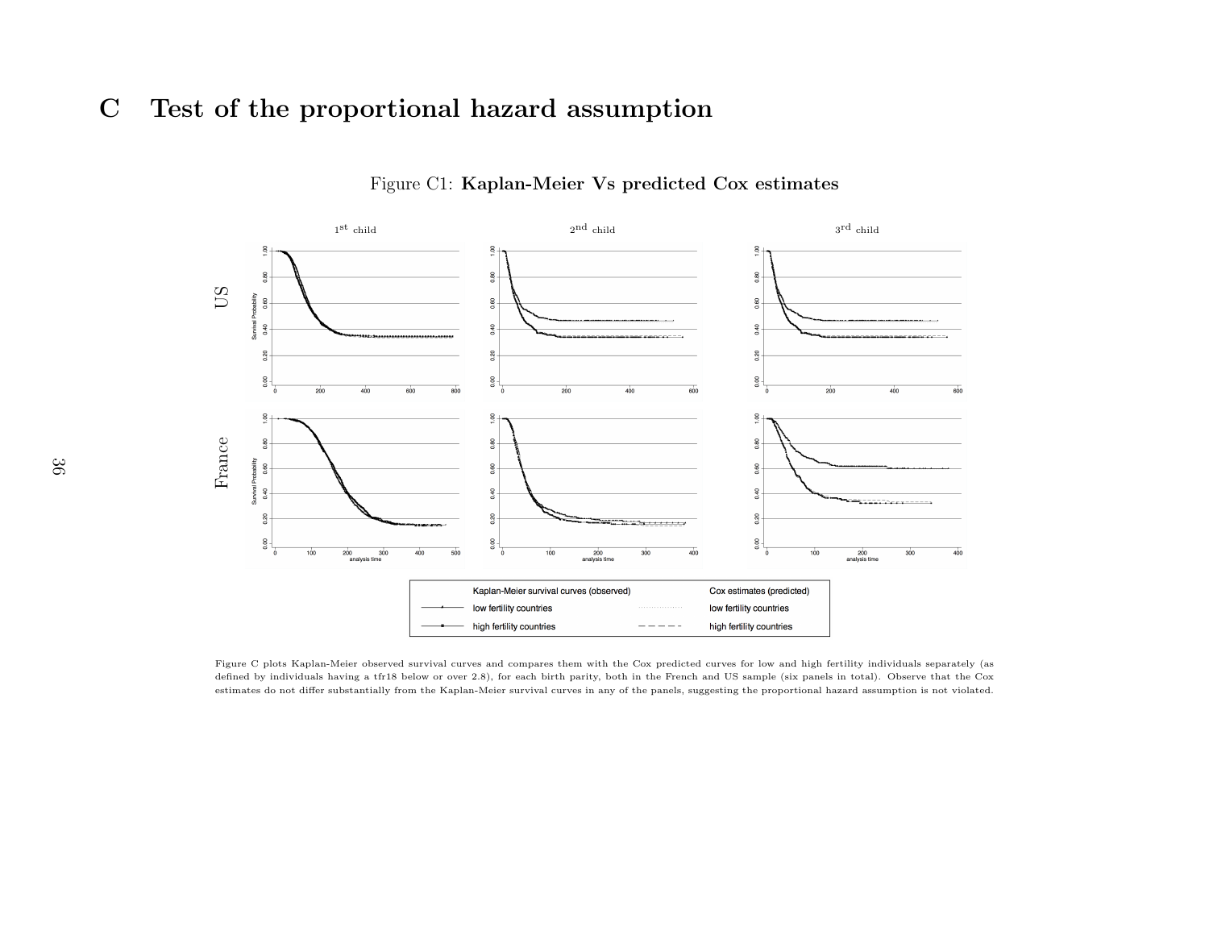# C Test of the proportional hazard assumption

Figure C1: **Kaplan-Meier Vs predicted Cox estimates**

Figure C plots Kaplan-Meier observed survival curves and compares them with the Cox predicted curves for low and high fertility individuals separately (as defined by individuals having a tfr18 below or over 2.8), for each birth parity, both in the French and US sample (six panels in total). Observe that the Cox estimates do not differ substantially from the Kaplan-Meier survival curves in any of the panels, suggesting the proportional hazard assumption is not violated.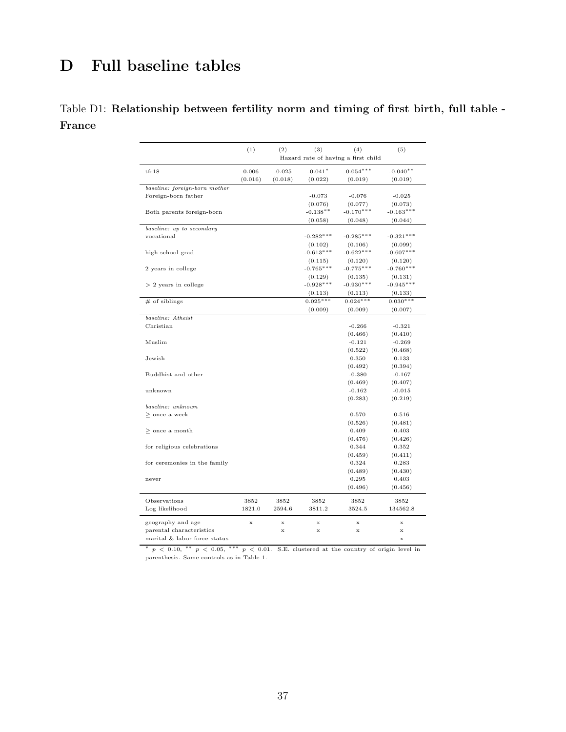# D Full baseline tables

Table D1: **Relationship between fertility norm and timing of first birth, full table - France**

| | (1) | (2) | (3) | (4) | (5) |
|---|---|---|---|---|---|
| | Hazard rate of having a first child | | | | |
| tfr18 | 0.006 | -0.025 | -0.041* | -0.054*** | -0.040** |
| | (0.016) | (0.018) | (0.022) | (0.019) | (0.019) |
| *baseline: foreign-born mother* | | | | | |
| Foreign-born father | | | -0.073 | -0.076 | -0.025 |
| | | | (0.076) | (0.077) | (0.073) |
| Both parents foreign-born | | | -0.138** | -0.170*** | -0.163*** |
| | | | (0.058) | (0.048) | (0.044) |
| *baseline: up to secondary* | | | | | |
| vocational | | | -0.282*** | -0.285*** | -0.321*** |
| | | | (0.102) | (0.106) | (0.099) |
| high school grad | | | -0.613*** | -0.622*** | -0.607*** |
| | | | (0.115) | (0.120) | (0.120) |
| 2 years in college | | | -0.765*** | -0.775*** | -0.760*** |
| | | | (0.129) | (0.135) | (0.131) |
| > 2 years in college | | | -0.928*** | -0.930*** | -0.945*** |
| | | | (0.113) | (0.113) | (0.133) |
| # of siblings | | | 0.025*** | 0.024*** | 0.030*** |
| | | | (0.009) | (0.009) | (0.007) |
| *baseline: Atheist* | | | | | |
| Christian | | | | -0.266 | -0.321 |
| | | | | (0.466) | (0.410) |
| Muslim | | | | -0.121 | -0.269 |
| | | | | (0.522) | (0.468) |
| Jewish | | | | 0.350 | 0.133 |
| | | | | (0.492) | (0.394) |
| Buddhist and other | | | | -0.380 | -0.167 |
| | | | | (0.469) | (0.407) |
| unknown | | | | -0.162 | -0.015 |
| | | | | (0.283) | (0.219) |
| *baseline: unknown* | | | | | |
| ≥ once a week | | | | 0.570 | 0.516 |
| | | | | (0.526) | (0.481) |
| ≥ once a month | | | | 0.409 | 0.403 |
| | | | | (0.476) | (0.426) |
| for religious celebrations | | | | 0.344 | 0.352 |
| | | | | (0.459) | (0.411) |
| for ceremonies in the family | | | | 0.324 | 0.283 |
| | | | | (0.489) | (0.430) |
| never | | | | 0.295 | 0.403 |
| | | | | (0.496) | (0.456) |
| Observations | 3852 | 3852 | 3852 | 3852 | 3852 |
| Log likelihood | 1821.0 | 2594.6 | 3811.2 | 3524.5 | 134562.8 |
| geography and age | x | x | x | x | x |
| parental characteristics | | x | x | x | x |
| marital & labor force status | | | | | x |

\* $p < 0.10$, \*\* $p < 0.05$, \*\*\* $p < 0.01$. S.E. clustered at the country of origin level in parenthesis. Same controls as in Table 1.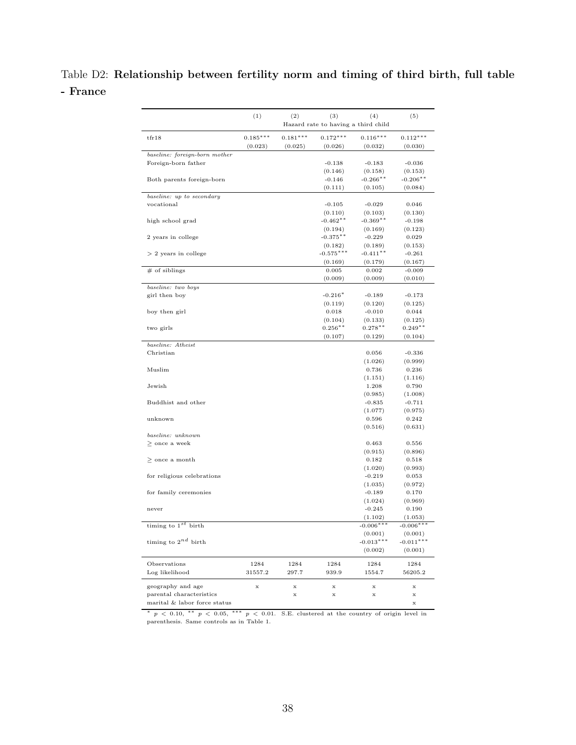Table D2: **Relationship between fertility norm and timing of third birth, full table - France**

| | (1) | (2) | (3) | (4) | (5) |
|---|---|---|---|---|---|
| | Hazard rate to having a third child | | | | |
| tfr18 | 0.185*** | 0.181*** | 0.172*** | 0.116*** | 0.112*** |
| | (0.023) | (0.025) | (0.026) | (0.032) | (0.030) |
| *baseline: foreign-born mother* | | | | | |
| Foreign-born father | | | -0.138 | -0.183 | -0.036 |
| | | | (0.146) | (0.158) | (0.153) |
| Both parents foreign-born | | | -0.146 | -0.266** | -0.206** |
| | | | (0.111) | (0.105) | (0.084) |
| *baseline: up to secondary* | | | | | |
| vocational | | | -0.105 | -0.029 | 0.046 |
| | | | (0.110) | (0.103) | (0.130) |
| high school grad | | | -0.462** | -0.369** | -0.198 |
| | | | (0.194) | (0.169) | (0.123) |
| 2 years in college | | | -0.375** | -0.229 | 0.029 |
| | | | (0.182) | (0.189) | (0.153) |
| > 2 years in college | | | -0.575*** | -0.411** | -0.261 |
| | | | (0.169) | (0.179) | (0.167) |
| # of siblings | | | 0.005 | 0.002 | -0.009 |
| | | | (0.009) | (0.009) | (0.010) |
| *baseline: two boys* | | | | | |
| girl then boy | | | -0.216* | -0.189 | -0.173 |
| | | | (0.119) | (0.120) | (0.125) |
| boy then girl | | | 0.018 | -0.010 | 0.044 |
| | | | (0.104) | (0.133) | (0.125) |
| two girls | | | 0.256** | 0.278** | 0.249** |
| | | | (0.107) | (0.129) | (0.104) |
| *baseline: Atheist* | | | | | |
| Christian | | | | 0.056 | -0.336 |
| | | | | (1.026) | (0.999) |
| Muslim | | | | 0.736 | 0.236 |
| | | | | (1.151) | (1.116) |
| Jewish | | | | 1.208 | 0.790 |
| | | | | (0.985) | (1.008) |
| Buddhist and other | | | | -0.835 | -0.711 |
| | | | | (1.077) | (0.975) |
| unknown | | | | 0.596 | 0.242 |
| | | | | (0.516) | (0.631) |
| *baseline: unknown* | | | | | |
| ≥ once a week | | | | 0.463 | 0.556 |
| | | | | (0.915) | (0.896) |
| ≥ once a month | | | | 0.182 | 0.518 |
| | | | | (1.020) | (0.993) |
| for religious celebrations | | | | -0.219 | 0.053 |
| | | | | (1.035) | (0.972) |
| for family ceremonies | | | | -0.189 | 0.170 |
| | | | | (1.024) | (0.969) |
| never | | | | -0.245 | 0.190 |
| | | | | (1.102) | (1.053) |
| timing to $1^{st}$ birth | | | | -0.006*** | -0.006*** |
| | | | | (0.001) | (0.001) |
| timing to $2^{nd}$ birth | | | | -0.013*** | -0.011*** |
| | | | | (0.002) | (0.001) |
| Observations | 1284 | 1284 | 1284 | 1284 | 1284 |
| Log likelihood | 31557.2 | 297.7 | 939.9 | 1554.7 | 56205.2 |
| geography and age | x | x | x | x | x |
| parental characteristics | | x | x | x | x |
| marital & labor force status | | | | | x |

* $p < 0.10$, ** $p < 0.05$, *** $p < 0.01$. S.E. clustered at the country of origin level in parenthesis. Same controls as in Table 1.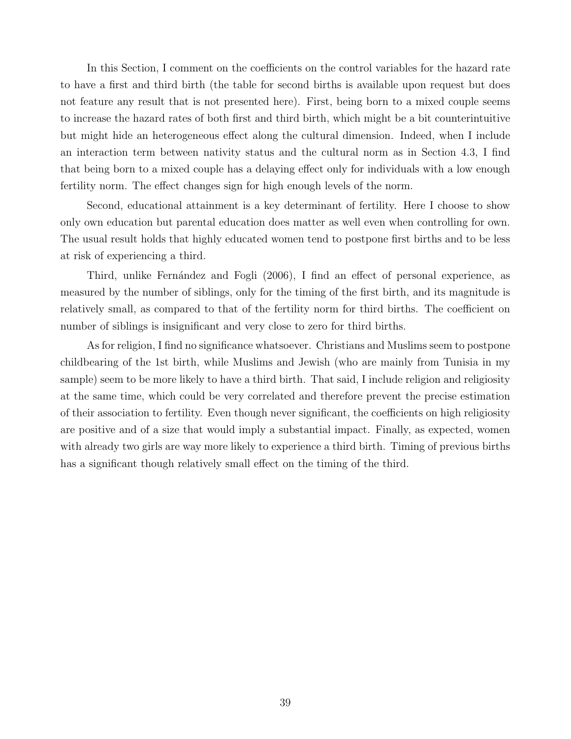In this Section, I comment on the coefficients on the control variables for the hazard rate to have a first and third birth (the table for second births is available upon request but does not feature any result that is not presented here). First, being born to a mixed couple seems to increase the hazard rates of both first and third birth, which might be a bit counterintuitive but might hide an heterogeneous effect along the cultural dimension. Indeed, when I include an interaction term between nativity status and the cultural norm as in Section 4.3, I find that being born to a mixed couple has a delaying effect only for individuals with a low enough fertility norm. The effect changes sign for high enough levels of the norm.

Second, educational attainment is a key determinant of fertility. Here I choose to show only own education but parental education does matter as well even when controlling for own. The usual result holds that highly educated women tend to postpone first births and to be less at risk of experiencing a third.

Third, unlike Fernández and Fogli (2006), I find an effect of personal experience, as measured by the number of siblings, only for the timing of the first birth, and its magnitude is relatively small, as compared to that of the fertility norm for third births. The coefficient on number of siblings is insignificant and very close to zero for third births.

As for religion, I find no significance whatsoever. Christians and Muslims seem to postpone childbearing of the 1st birth, while Muslims and Jewish (who are mainly from Tunisia in my sample) seem to be more likely to have a third birth. That said, I include religion and religiosity at the same time, which could be very correlated and therefore prevent the precise estimation of their association to fertility. Even though never significant, the coefficients on high religiosity are positive and of a size that would imply a substantial impact. Finally, as expected, women with already two girls are way more likely to experience a third birth. Timing of previous births has a significant though relatively small effect on the timing of the third.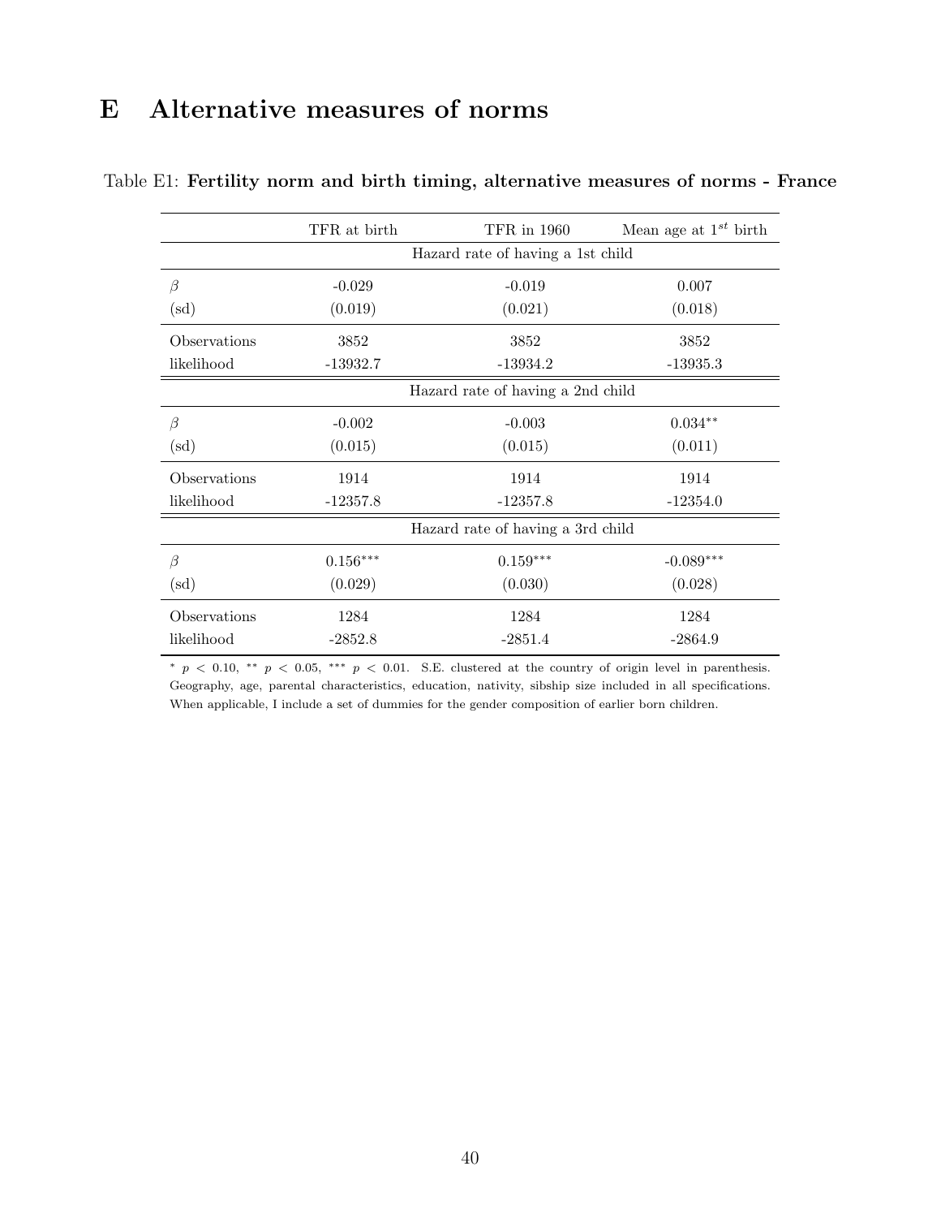# E Alternative measures of norms

Table E1: **Fertility norm and birth timing, alternative measures of norms - France**

| | TFR at birth | TFR in 1960 | Mean age at $1^{st}$ birth |
|---|---|---|---|
| | Hazard rate of having a 1st child | | |
| $\beta$ | -0.029 | -0.019 | 0.007 |
| (sd) | (0.019) | (0.021) | (0.018) |
| Observations | 3852 | 3852 | 3852 |
| likelihood | -13932.7 | -13934.2 | -13935.3 |
| | Hazard rate of having a 2nd child | | |
| $\beta$ | -0.002 | -0.003 | $0.034^{**}$ |
| (sd) | (0.015) | (0.015) | (0.011) |
| Observations | 1914 | 1914 | 1914 |
| likelihood | -12357.8 | -12357.8 | -12354.0 |
| | Hazard rate of having a 3rd child | | |
| $\beta$ | $0.156^{***}$ | $0.159^{***}$ | $-0.089^{***}$ |
| (sd) | (0.029) | (0.030) | (0.028) |
| Observations | 1284 | 1284 | 1284 |
| likelihood | -2852.8 | -2851.4 | -2864.9 |

$^{*}$ $p < 0.10$, $^{**}$ $p < 0.05$, $^{***}$ $p < 0.01$. S.E. clustered at the country of origin level in parenthesis. Geography, age, parental characteristics, education, nativity, sibship size included in all specifications. When applicable, I include a set of dummies for the gender composition of earlier born children.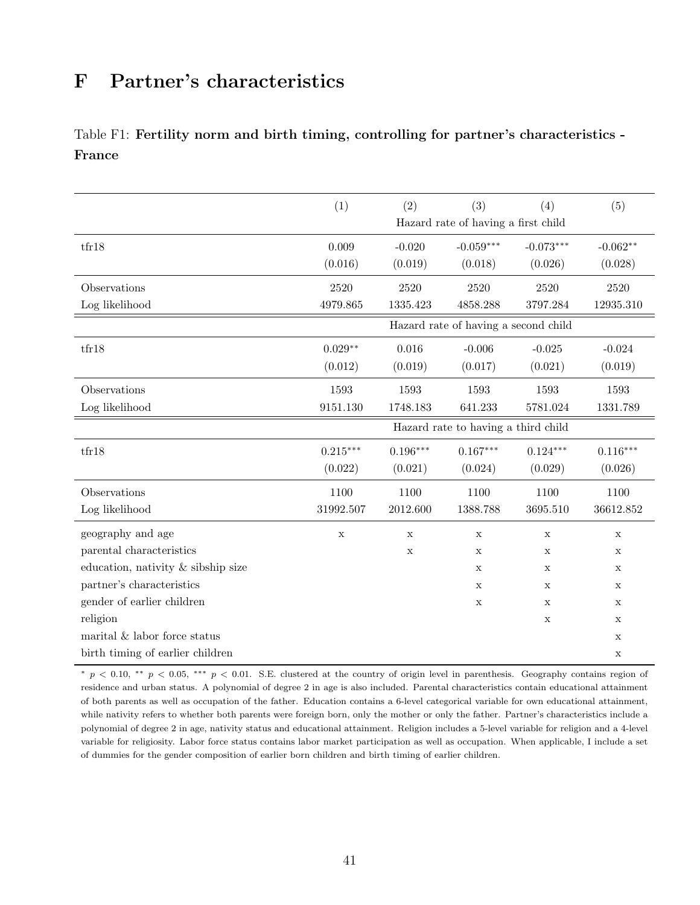# F Partner's characteristics

Table F1: **Fertility norm and birth timing, controlling for partner's characteristics - France**

| | (1) | (2) | (3) | (4) | (5) |
|---|---|---|---|---|---|
| | Hazard rate of having a first child | | | | |
| tfr18 | 0.009 | -0.020 | -0.059*** | -0.073*** | -0.062** |
| | (0.016) | (0.019) | (0.018) | (0.026) | (0.028) |
| Observations | 2520 | 2520 | 2520 | 2520 | 2520 |
| Log likelihood | 4979.865 | 1335.423 | 4858.288 | 3797.284 | 12935.310 |
| | Hazard rate of having a second child | | | | |
| tfr18 | 0.029** | 0.016 | -0.006 | -0.025 | -0.024 |
| | (0.012) | (0.019) | (0.017) | (0.021) | (0.019) |
| Observations | 1593 | 1593 | 1593 | 1593 | 1593 |
| Log likelihood | 9151.130 | 1748.183 | 641.233 | 5781.024 | 1331.789 |
| | Hazard rate to having a third child | | | | |
| tfr18 | 0.215*** | 0.196*** | 0.167*** | 0.124*** | 0.116*** |
| | (0.022) | (0.021) | (0.024) | (0.029) | (0.026) |
| Observations | 1100 | 1100 | 1100 | 1100 | 1100 |
| Log likelihood | 31992.507 | 2012.600 | 1388.788 | 3695.510 | 36612.852 |
| geography and age | x | x | x | x | x |
| parental characteristics | | x | x | x | x |
| education, nativity & sibship size | | | x | x | x |
| partner's characteristics | | | x | x | x |
| gender of earlier children | | | x | x | x |
| religion | | | | x | x |
| marital & labor force status | | | | | x |
| birth timing of earlier children | | | | | x |

* $p < 0.10$, ** $p < 0.05$, *** $p < 0.01$. S.E. clustered at the country of origin level in parenthesis. Geography contains region of residence and urban status. A polynomial of degree 2 in age is also included. Parental characteristics contain educational attainment of both parents as well as occupation of the father. Education contains a 6-level categorical variable for own educational attainment, while nativity refers to whether both parents were foreign born, only the mother or only the father. Partner's characteristics include a polynomial of degree 2 in age, nativity status and educational attainment. Religion includes a 5-level variable for religion and a 4-level variable for religiosity. Labor force status contains labor market participation as well as occupation. When applicable, I include a set of dummies for the gender composition of earlier born children and birth timing of earlier children.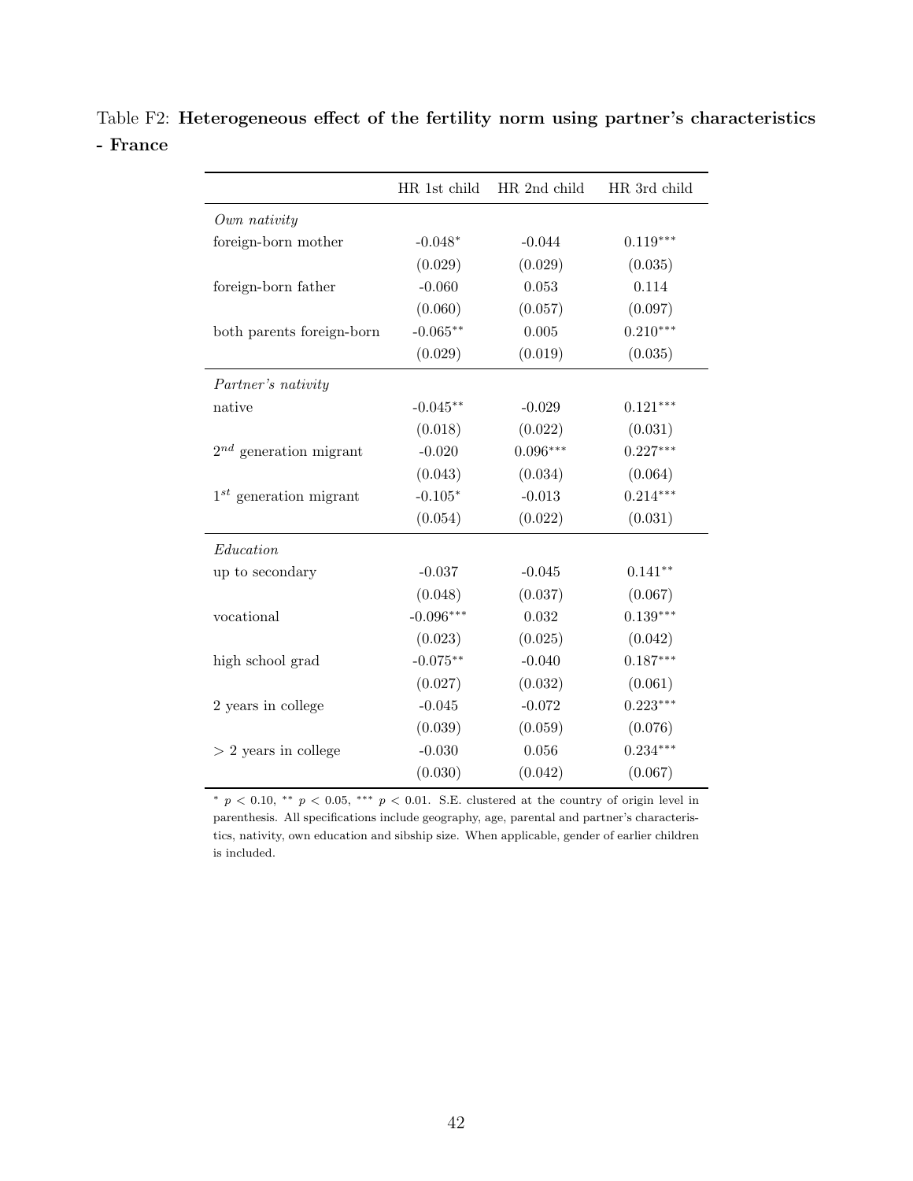Table F2: **Heterogeneous effect of the fertility norm using partner's characteristics - France**

| | HR 1st child | HR 2nd child | HR 3rd child |
|---|---|---|---|
| *Own nativity* | | | |
| foreign-born mother | -0.048* | -0.044 | 0.119*** |
| | (0.029) | (0.029) | (0.035) |
| foreign-born father | -0.060 | 0.053 | 0.114 |
| | (0.060) | (0.057) | (0.097) |
| both parents foreign-born | -0.065** | 0.005 | 0.210*** |
| | (0.029) | (0.019) | (0.035) |
| *Partner's nativity* | | | |
| native | -0.045** | -0.029 | 0.121*** |
| | (0.018) | (0.022) | (0.031) |
| $2^{nd}$ generation migrant | -0.020 | 0.096*** | 0.227*** |
| | (0.043) | (0.034) | (0.064) |
| $1^{st}$ generation migrant | -0.105* | -0.013 | 0.214*** |
| | (0.054) | (0.022) | (0.031) |
| *Education* | | | |
| up to secondary | -0.037 | -0.045 | 0.141** |
| | (0.048) | (0.037) | (0.067) |
| vocational | -0.096*** | 0.032 | 0.139*** |
| | (0.023) | (0.025) | (0.042) |
| high school grad | -0.075** | -0.040 | 0.187*** |
| | (0.027) | (0.032) | (0.061) |
| 2 years in college | -0.045 | -0.072 | 0.223*** |
| | (0.039) | (0.059) | (0.076) |
| > 2 years in college | -0.030 | 0.056 | 0.234*** |
| | (0.030) | (0.042) | (0.067) |

* $p < 0.10$, ** $p < 0.05$, *** $p < 0.01$. S.E. clustered at the country of origin level in parenthesis. All specifications include geography, age, parental and partner's characteristics, nativity, own education and sibship size. When applicable, gender of earlier children is included.